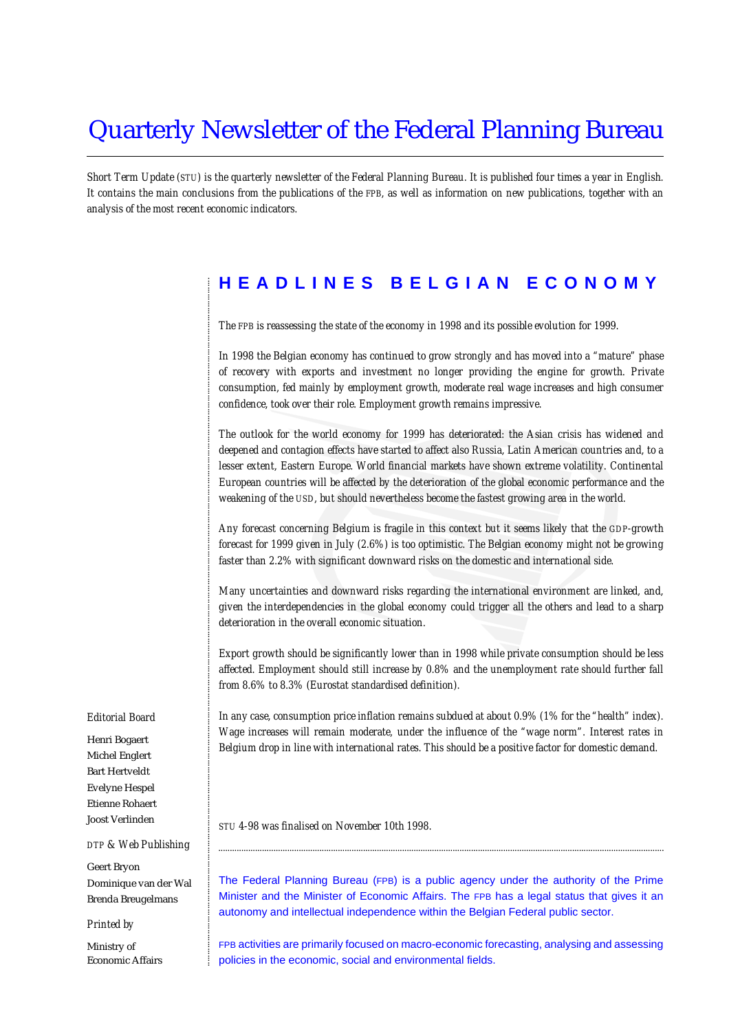# Quarterly Newsletter of the Federal Planning Bureau

Short Term Update (STU) is the quarterly newsletter of the Federal Planning Bureau. It is published four times a year in English. It contains the main conclusions from the publications of the FPB, as well as information on new publications, together with an analysis of the most recent economic indicators.

## HEADLINES BELGIAN ECONOMY

The FPB is reassessing the state of the economy in 1998 and its possible evolution for 1999.

In 1998 the Belgian economy has continued to grow strongly and has moved into a "mature" phase of recovery with exports and investment no longer providing the engine for growth. Private consumption, fed mainly by employment growth, moderate real wage increases and high consumer confidence, took over their role. Employment growth remains impressive.

The outlook for the world economy for 1999 has deteriorated: the Asian crisis has widened and deepened and contagion effects have started to affect also Russia, Latin American countries and, to a lesser extent, Eastern Europe. World financial markets have shown extreme volatility. Continental European countries will be affected by the deterioration of the global economic performance and the weakening of the USD, but should nevertheless become the fastest growing area in the world.

Any forecast concerning Belgium is fragile in this context but it seems likely that the GDP-growth forecast for 1999 given in July (2.6%) is too optimistic. The Belgian economy might not be growing faster than 2.2% with significant downward risks on the domestic and international side.

Many uncertainties and downward risks regarding the international environment are linked, and, given the interdependencies in the global economy could trigger all the others and lead to a sharp deterioration in the overall economic situation.

Export growth should be significantly lower than in 1998 while private consumption should be less affected. Employment should still increase by 0.8% and the unemployment rate should further fall from 8.6% to 8.3% (Eurostat standardised definition).

In any case, consumption price inflation remains subdued at about 0.9% (1% for the "health" index). Wage increases will remain moderate, under the influence of the "wage norm". Interest rates in Belgium drop in line with international rates. This should be a positive factor for domestic demand.

*STU 4-98 was finalised on November 10th 1998.*

---

The Federal Planning Bureau (FPB) is a public agency under the authority of the Prime Minister and the Minister of Economic Affairs. The FPB has a legal status that gives it an autonomy and intellectual independence within the Belgian Federal public sector.

FPB activities are primarily focused on macro-economic forecasting, analysing and assessing policies in the economic, social and environmental fields.

---

Editorial Board

Henri Bogaert
Michel Englert
Bart Hertveldt
Evelyne Hespel
Etienne Rohaert
Joost Verlinden

*DTP & Web Publishing*

Geert Bryon
Dominique van der Wal
Brenda Breugelmans

*Printed by*

Ministry of
Economic Affairs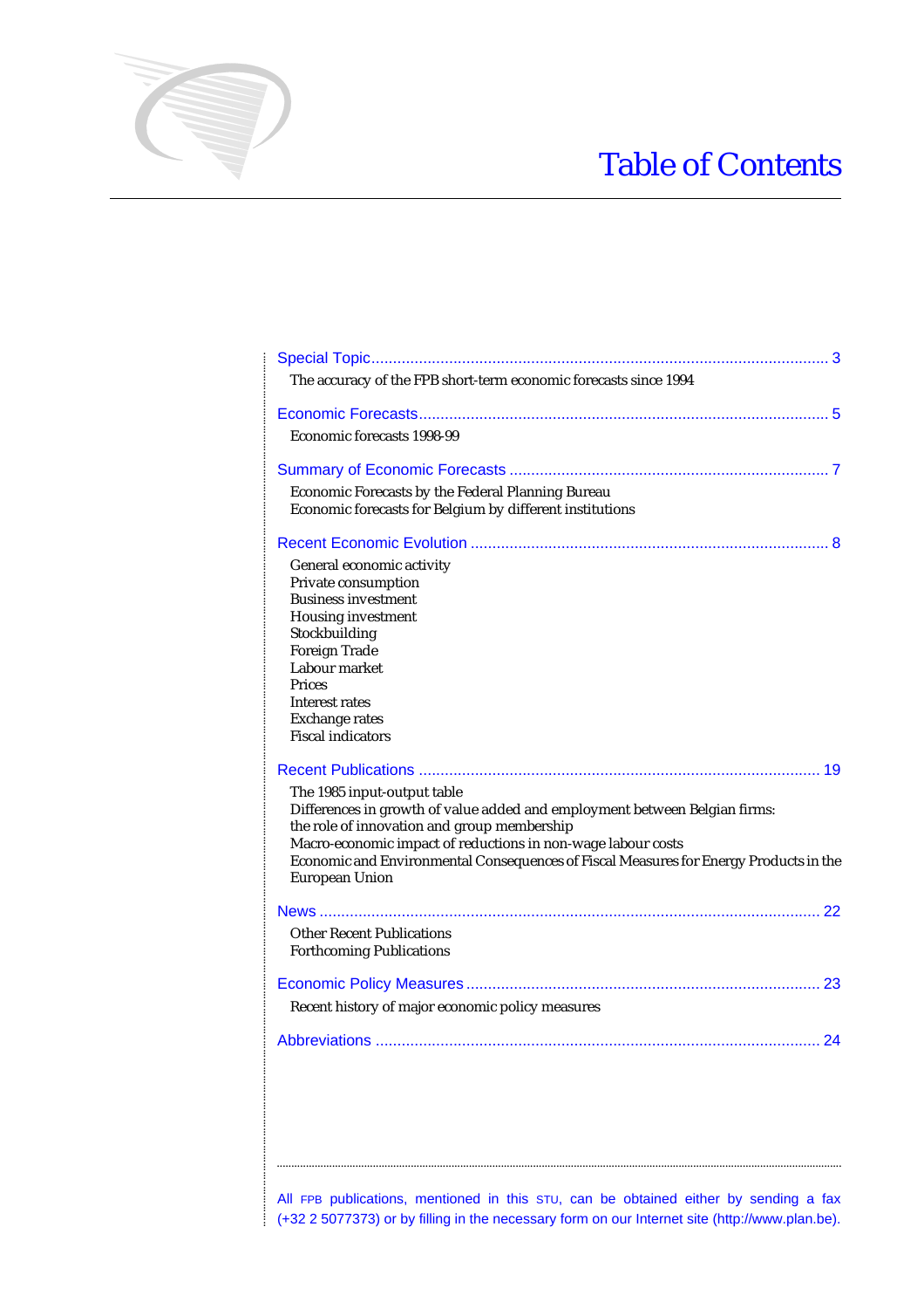# Table of Contents

Special Topic ............................................................................................................. 3

The accuracy of the FPB short-term economic forecasts since 1994

Economic Forecasts.................................................................................................... 5

Economic forecasts 1998-99

Summary of Economic Forecasts ............................................................................ 7

Economic Forecasts by the Federal Planning Bureau
Economic forecasts for Belgium by different institutions

Recent Economic Evolution ...................................................................................... 8

General economic activity
Private consumption
Business investment
Housing investment
Stockbuilding
Foreign Trade
Labour market
Prices
Interest rates
Exchange rates
Fiscal indicators

Recent Publications ................................................................................................. 19

The 1985 input-output table
Differences in growth of value added and employment between Belgian firms: the role of innovation and group membership
Macro-economic impact of reductions in non-wage labour costs
Economic and Environmental Consequences of Fiscal Measures for Energy Products in the European Union

News ........................................................................................................................ 22

Other Recent Publications
Forthcoming Publications

Economic Policy Measures ...................................................................................... 23

Recent history of major economic policy measures

Abbreviations ........................................................................................................... 24

---

All FPB publications, mentioned in this STU, can be obtained either by sending a fax (+32 2 5077373) or by filling in the necessary form on our Internet site (http://www.plan.be).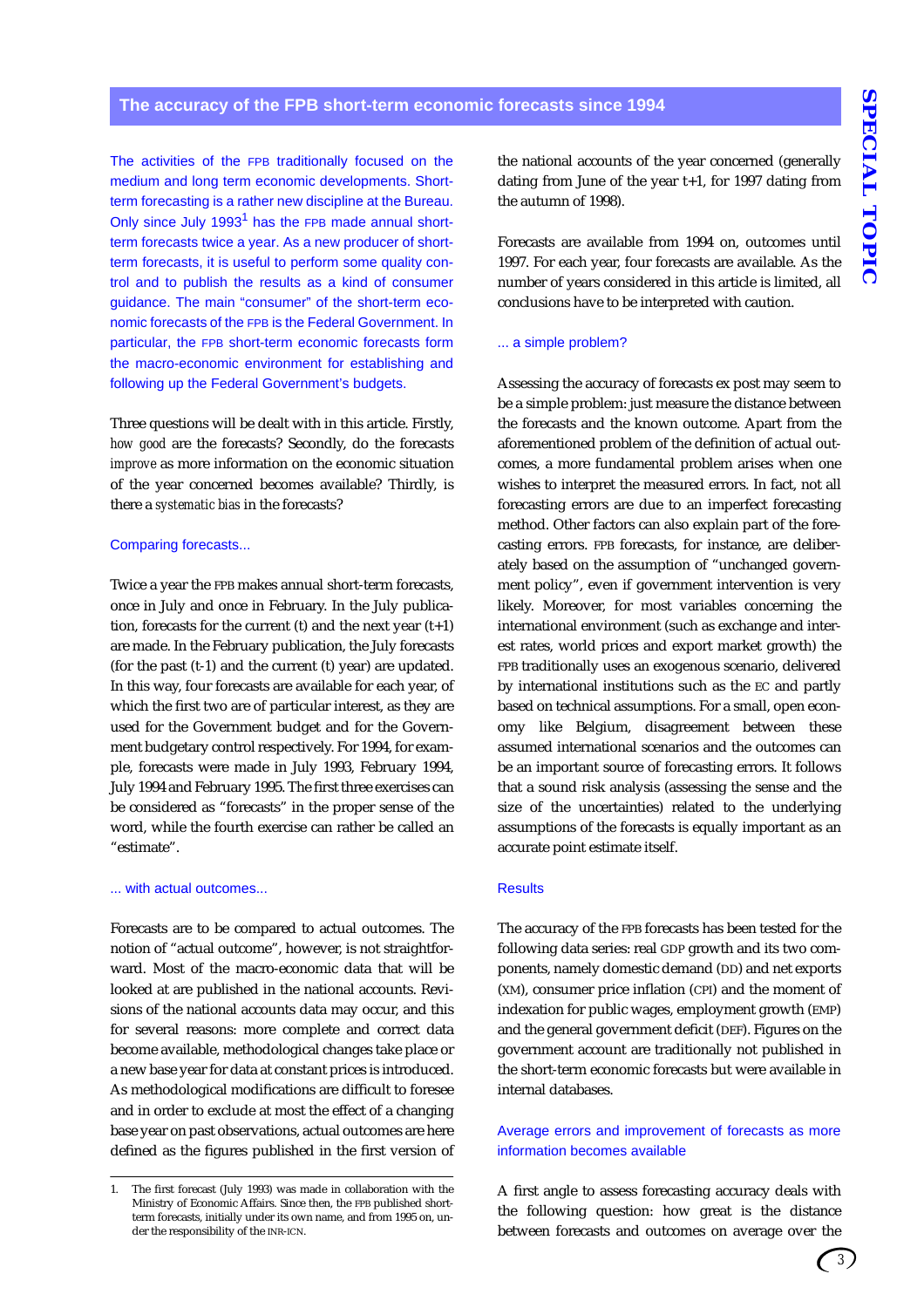## The accuracy of the FPB short-term economic forecasts since 1994

The activities of the FPB traditionally focused on the medium and long term economic developments. Short-term forecasting is a rather new discipline at the Bureau. Only since July 1993[1] has the FPB made annual short-term forecasts twice a year. As a new producer of short-term forecasts, it is useful to perform some quality control and to publish the results as a kind of consumer guidance. The main "consumer" of the short-term economic forecasts of the FPB is the Federal Government. In particular, the FPB short-term economic forecasts form the macro-economic environment for establishing and following up the Federal Government's budgets.

Three questions will be dealt with in this article. Firstly, *how good* are the forecasts? Secondly, do the forecasts *improve* as more information on the economic situation of the year concerned becomes available? Thirdly, is there a *systematic bias* in the forecasts?

### Comparing forecasts...

Twice a year the FPB makes annual short-term forecasts, once in July and once in February. In the July publication, forecasts for the current (t) and the next year (t+1) are made. In the February publication, the July forecasts (for the past (t-1) and the current (t) year) are updated. In this way, four forecasts are available for each year, of which the first two are of particular interest, as they are used for the Government budget and for the Government budgetary control respectively. For 1994, for example, forecasts were made in July 1993, February 1994, July 1994 and February 1995. The first three exercises can be considered as "forecasts" in the proper sense of the word, while the fourth exercise can rather be called an "estimate".

### ... with actual outcomes...

Forecasts are to be compared to actual outcomes. The notion of "actual outcome", however, is not straightforward. Most of the macro-economic data that will be looked at are published in the national accounts. Revisions of the national accounts data may occur, and this for several reasons: more complete and correct data become available, methodological changes take place or a new base year for data at constant prices is introduced. As methodological modifications are difficult to foresee and in order to exclude at most the effect of a changing base year on past observations, actual outcomes are here defined as the figures published in the first version of the national accounts of the year concerned (generally dating from June of the year t+1, for 1997 dating from the autumn of 1998).

Forecasts are available from 1994 on, outcomes until 1997. For each year, four forecasts are available. As the number of years considered in this article is limited, all conclusions have to be interpreted with caution.

### ... a simple problem?

Assessing the accuracy of forecasts ex post may seem to be a simple problem: just measure the distance between the forecasts and the known outcome. Apart from the aforementioned problem of the definition of actual outcomes, a more fundamental problem arises when one wishes to interpret the measured errors. In fact, not all forecasting errors are due to an imperfect forecasting method. Other factors can also explain part of the forecasting errors. FPB forecasts, for instance, are deliberately based on the assumption of "unchanged government policy", even if government intervention is very likely. Moreover, for most variables concerning the international environment (such as exchange and interest rates, world prices and export market growth) the FPB traditionally uses an exogenous scenario, delivered by international institutions such as the EC and partly based on technical assumptions. For a small, open economy like Belgium, disagreement between these assumed international scenarios and the outcomes can be an important source of forecasting errors. It follows that a sound risk analysis (assessing the sense and the size of the uncertainties) related to the underlying assumptions of the forecasts is equally important as an accurate point estimate itself.

### Results

The accuracy of the FPB forecasts has been tested for the following data series: real GDP growth and its two components, namely domestic demand (DD) and net exports (XM), consumer price inflation (CPI) and the moment of indexation for public wages, employment growth (EMP) and the general government deficit (DEF). Figures on the government account are traditionally not published in the short-term economic forecasts but were available in internal databases.

### Average errors and improvement of forecasts as more information becomes available

A first angle to assess forecasting accuracy deals with the following question: how great is the distance between forecasts and outcomes on average over the

---

1. The first forecast (July 1993) was made in collaboration with the Ministry of Economic Affairs. Since then, the FPB published short-term forecasts, initially under its own name, and from 1995 on, under the responsibility of the INR-ICN.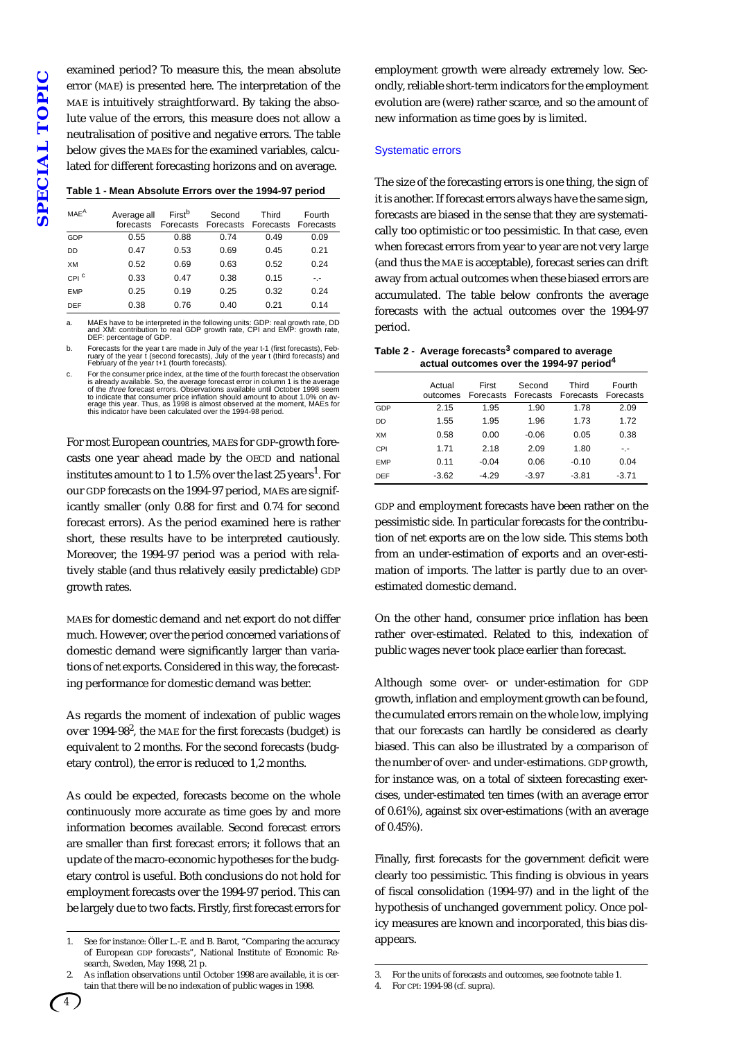examined period? To measure this, the mean absolute error (MAE) is presented here. The interpretation of the MAE is intuitively straightforward. By taking the absolute value of the errors, this measure does not allow a neutralisation of positive and negative errors. The table below gives the MAEs for the examined variables, calculated for different forecasting horizons and on average.

**Table 1 - Mean Absolute Errors over the 1994-97 period**

| MAE[A] | Average all forecasts | First[b] Forecasts | Second Forecasts | Third Forecasts | Fourth Forecasts |
|---|---|---|---|---|---|
| GDP | 0.55 | 0.88 | 0.74 | 0.49 | 0.09 |
| DD | 0.47 | 0.53 | 0.69 | 0.45 | 0.21 |
| XM | 0.52 | 0.69 | 0.63 | 0.52 | 0.24 |
| CPI[c] | 0.33 | 0.47 | 0.38 | 0.15 | -.- |
| EMP | 0.25 | 0.19 | 0.25 | 0.32 | 0.24 |
| DEF | 0.38 | 0.76 | 0.40 | 0.21 | 0.14 |

a. MAEs have to be interpreted in the following units: GDP: real growth rate, DD and XM: contribution to real GDP growth rate, CPI and EMP: growth rate, DEF: percentage of GDP.

b. Forecasts for the year t are made in July of the year t-1 (first forecasts), February of the year t (second forecasts), July of the year t (third forecasts) and February of the year t+1 (fourth forecasts).

c. For the consumer price index, at the time of the fourth forecast the observation is already available. So, the average forecast error in column 1 is the average of the *three* forecast errors. Observations available until October 1998 seem to indicate that consumer price inflation should amount to about 1.0% on average this year. Thus, as 1998 is almost observed at the moment, MAEs for this indicator have been calculated over the 1994-98 period.

For most European countries, MAEs for GDP-growth forecasts one year ahead made by the OECD and national institutes amount to 1 to 1.5% over the last 25 years[1]. For our GDP forecasts on the 1994-97 period, MAEs are significantly smaller (only 0.88 for first and 0.74 for second forecast errors). As the period examined here is rather short, these results have to be interpreted cautiously. Moreover, the 1994-97 period was a period with relatively stable (and thus relatively easily predictable) GDP growth rates.

MAEs for domestic demand and net export do not differ much. However, over the period concerned variations of domestic demand were significantly larger than variations of net exports. Considered in this way, the forecasting performance for domestic demand was better.

As regards the moment of indexation of public wages over 1994-98[2], the MAE for the first forecasts (budget) is equivalent to 2 months. For the second forecasts (budgetary control), the error is reduced to 1,2 months.

As could be expected, forecasts become on the whole continuously more accurate as time goes by and more information becomes available. Second forecast errors are smaller than first forecast errors; it follows that an update of the macro-economic hypotheses for the budgetary control is useful. Both conclusions do not hold for employment forecasts over the 1994-97 period. This can be largely due to two facts. Firstly, first forecast errors for employment growth were already extremely low. Secondly, reliable short-term indicators for the employment evolution are (were) rather scarce, and so the amount of new information as time goes by is limited.

### Systematic errors

The size of the forecasting errors is one thing, the sign of it is another. If forecast errors always have the same sign, forecasts are biased in the sense that they are systematically too optimistic or too pessimistic. In that case, even when forecast errors from year to year are not very large (and thus the MAE is acceptable), forecast series can drift away from actual outcomes when these biased errors are accumulated. The table below confronts the average forecasts with the actual outcomes over the 1994-97 period.

**Table 2 - Average forecasts[3] compared to average actual outcomes over the 1994-97 period[4]**

| | Actual outcomes | First Forecasts | Second Forecasts | Third Forecasts | Fourth Forecasts |
|---|---|---|---|---|---|
| GDP | 2.15 | 1.95 | 1.90 | 1.78 | 2.09 |
| DD | 1.55 | 1.95 | 1.96 | 1.73 | 1.72 |
| XM | 0.58 | 0.00 | -0.06 | 0.05 | 0.38 |
| CPI | 1.71 | 2.18 | 2.09 | 1.80 | -.- |
| EMP | 0.11 | -0.04 | 0.06 | -0.10 | 0.04 |
| DEF | -3.62 | -4.29 | -3.97 | -3.81 | -3.71 |

GDP and employment forecasts have been rather on the pessimistic side. In particular forecasts for the contribution of net exports are on the low side. This stems both from an under-estimation of exports and an over-estimation of imports. The latter is partly due to an over-estimated domestic demand.

On the other hand, consumer price inflation has been rather over-estimated. Related to this, indexation of public wages never took place earlier than forecast.

Although some over- or under-estimation for GDP growth, inflation and employment growth can be found, the cumulated errors remain on the whole low, implying that our forecasts can hardly be considered as clearly biased. This can also be illustrated by a comparison of the number of over- and under-estimations. GDP growth, for instance was, on a total of sixteen forecasting exercises, under-estimated ten times (with an average error of 0.61%), against six over-estimations (with an average of 0.45%).

Finally, first forecasts for the government deficit were clearly too pessimistic. This finding is obvious in years of fiscal consolidation (1994-97) and in the light of the hypothesis of unchanged government policy. Once policy measures are known and incorporated, this bias disappears.

---

1. See for instance: Öller L.-E. and B. Barot, "Comparing the accuracy of European GDP forecasts", National Institute of Economic Research, Sweden, May 1998, 21 p.
2. As inflation observations until October 1998 are available, it is certain that there will be no indexation of public wages in 1998.
3. For the units of forecasts and outcomes, see footnote table 1.
4. For CPI: 1994-98 (cf. supra).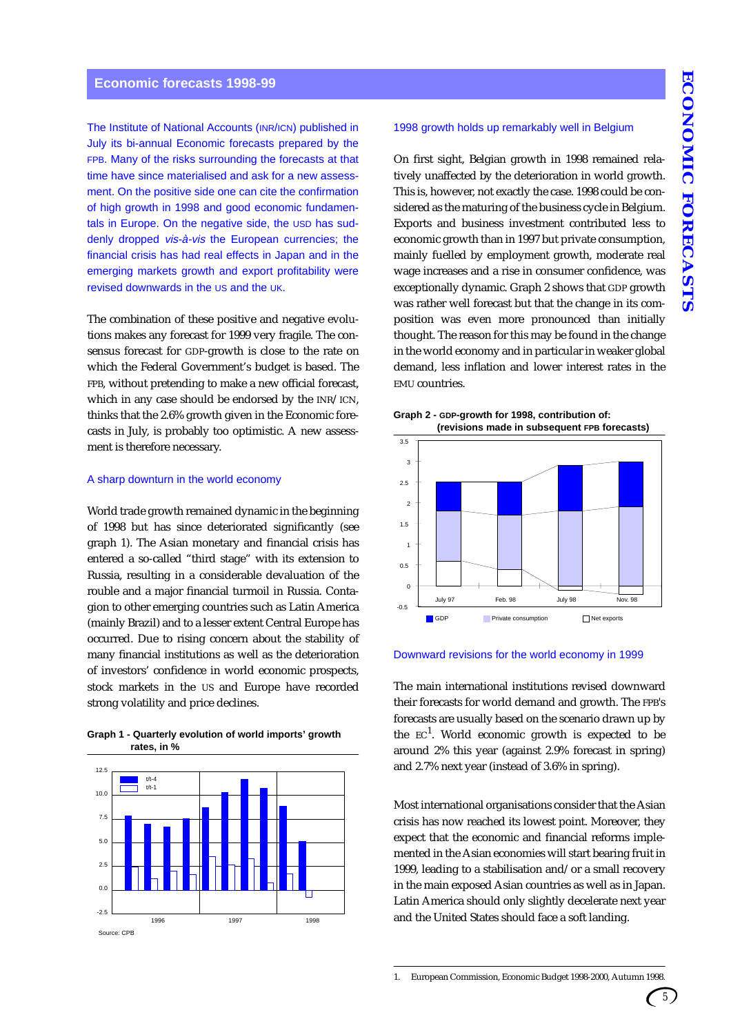## Economic forecasts 1998-99

The Institute of National Accounts (INR/ICN) published in July its bi-annual Economic forecasts prepared by the FPB. Many of the risks surrounding the forecasts at that time have since materialised and ask for a new assessment. On the positive side one can cite the confirmation of high growth in 1998 and good economic fundamentals in Europe. On the negative side, the USD has suddenly dropped *vis-à-vis* the European currencies; the financial crisis has had real effects in Japan and in the emerging markets growth and export profitability were revised downwards in the US and the UK.

The combination of these positive and negative evolutions makes any forecast for 1999 very fragile. The consensus forecast for GDP-growth is close to the rate on which the Federal Government's budget is based. The FPB, without pretending to make a new official forecast, which in any case should be endorsed by the INR/ICN, thinks that the 2.6% growth given in the Economic forecasts in July, is probably too optimistic. A new assessment is therefore necessary.

### A sharp downturn in the world economy

World trade growth remained dynamic in the beginning of 1998 but has since deteriorated significantly (see graph 1). The Asian monetary and financial crisis has entered a so-called "third stage" with its extension to Russia, resulting in a considerable devaluation of the rouble and a major financial turmoil in Russia. Contagion to other emerging countries such as Latin America (mainly Brazil) and to a lesser extent Central Europe has occurred. Due to rising concern about the stability of many financial institutions as well as the deterioration of investors' confidence in world economic prospects, stock markets in the US and Europe have recorded strong volatility and price declines.

**Graph 1 - Quarterly evolution of world imports' growth rates, in %**

Source: CPB

### 1998 growth holds up remarkably well in Belgium

On first sight, Belgian growth in 1998 remained relatively unaffected by the deterioration in world growth. This is, however, not exactly the case. 1998 could be considered as the maturing of the business cycle in Belgium. Exports and business investment contributed less to economic growth than in 1997 but private consumption, mainly fuelled by employment growth, moderate real wage increases and a rise in consumer confidence, was exceptionally dynamic. Graph 2 shows that GDP growth was rather well forecast but that the change in its composition was even more pronounced than initially thought. The reason for this may be found in the change in the world economy and in particular in weaker global demand, less inflation and lower interest rates in the EMU countries.

**Graph 2 - GDP-growth for 1998, contribution of: (revisions made in subsequent FPB forecasts)**

### Downward revisions for the world economy in 1999

The main international institutions revised downward their forecasts for world demand and growth. The FPB's forecasts are usually based on the scenario drawn up by the EC[1]. World economic growth is expected to be around 2% this year (against 2.9% forecast in spring) and 2.7% next year (instead of 3.6% in spring).

Most international organisations consider that the Asian crisis has now reached its lowest point. Moreover, they expect that the economic and financial reforms implemented in the Asian economies will start bearing fruit in 1999, leading to a stabilisation and/or a small recovery in the main exposed Asian countries as well as in Japan. Latin America should only slightly decelerate next year and the United States should face a soft landing.

1. European Commission, Economic Budget 1998-2000, Autumn 1998.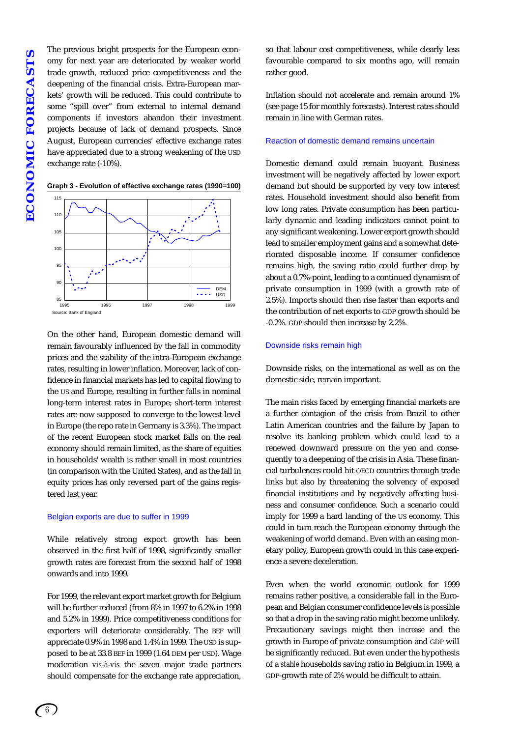The previous bright prospects for the European economy for next year are deteriorated by weaker world trade growth, reduced price competitiveness and the deepening of the financial crisis. Extra-European markets' growth will be reduced. This could contribute to some "spill over" from external to internal demand components if investors abandon their investment projects because of lack of demand prospects. Since August, European currencies' effective exchange rates have appreciated due to a strong weakening of the USD exchange rate (-10%).

**Graph 3 - Evolution of effective exchange rates (1990=100)**

Source: Bank of England

On the other hand, European domestic demand will remain favourably influenced by the fall in commodity prices and the stability of the intra-European exchange rates, resulting in lower inflation. Moreover, lack of confidence in financial markets has led to capital flowing to the US and Europe, resulting in further falls in nominal long-term interest rates in Europe; short-term interest rates are now supposed to converge to the lowest level in Europe (the repo rate in Germany is 3.3%). The impact of the recent European stock market falls on the real economy should remain limited, as the share of equities in households' wealth is rather small in most countries (in comparison with the United States), and as the fall in equity prices has only reversed part of the gains registered last year.

### Belgian exports are due to suffer in 1999

While relatively strong export growth has been observed in the first half of 1998, significantly smaller growth rates are forecast from the second half of 1998 onwards and into 1999.

For 1999, the relevant export market growth for Belgium will be further reduced (from 8% in 1997 to 6.2% in 1998 and 5.2% in 1999). Price competitiveness conditions for exporters will deteriorate considerably. The BEF will appreciate 0.9% in 1998 and 1.4% in 1999. The USD is supposed to be at 33.8 BEF in 1999 (1.64 DEM per USD). Wage moderation *vis-à-vis* the seven major trade partners should compensate for the exchange rate appreciation, so that labour cost competitiveness, while clearly less favourable compared to six months ago, will remain rather good.

Inflation should not accelerate and remain around 1% (see page 15 for monthly forecasts). Interest rates should remain in line with German rates.

### Reaction of domestic demand remains uncertain

Domestic demand could remain buoyant. Business investment will be negatively affected by lower export demand but should be supported by very low interest rates. Household investment should also benefit from low long rates. Private consumption has been particularly dynamic and leading indicators cannot point to any significant weakening. Lower export growth should lead to smaller employment gains and a somewhat deteriorated disposable income. If consumer confidence remains high, the saving ratio could further drop by about a 0.7%-point, leading to a continued dynamism of private consumption in 1999 (with a growth rate of 2.5%). Imports should then rise faster than exports and the contribution of net exports to GDP growth should be -0.2%. GDP should then increase by 2.2%.

### Downside risks remain high

Downside risks, on the international as well as on the domestic side, remain important.

The main risks faced by emerging financial markets are a further contagion of the crisis from Brazil to other Latin American countries and the failure by Japan to resolve its banking problem which could lead to a renewed downward pressure on the yen and consequently to a deepening of the crisis in Asia. These financial turbulences could hit OECD countries through trade links but also by threatening the solvency of exposed financial institutions and by negatively affecting business and consumer confidence. Such a scenario could imply for 1999 a hard landing of the US economy. This could in turn reach the European economy through the weakening of world demand. Even with an easing monetary policy, European growth could in this case experience a severe deceleration.

Even when the world economic outlook for 1999 remains rather positive, a considerable fall in the European and Belgian consumer confidence levels is possible so that a drop in the saving ratio might become unlikely. Precautionary savings might then *increase* and the growth in Europe of private consumption and GDP will be significantly reduced. But even under the hypothesis of a *stable* households saving ratio in Belgium in 1999, a GDP-growth rate of 2% would be difficult to attain.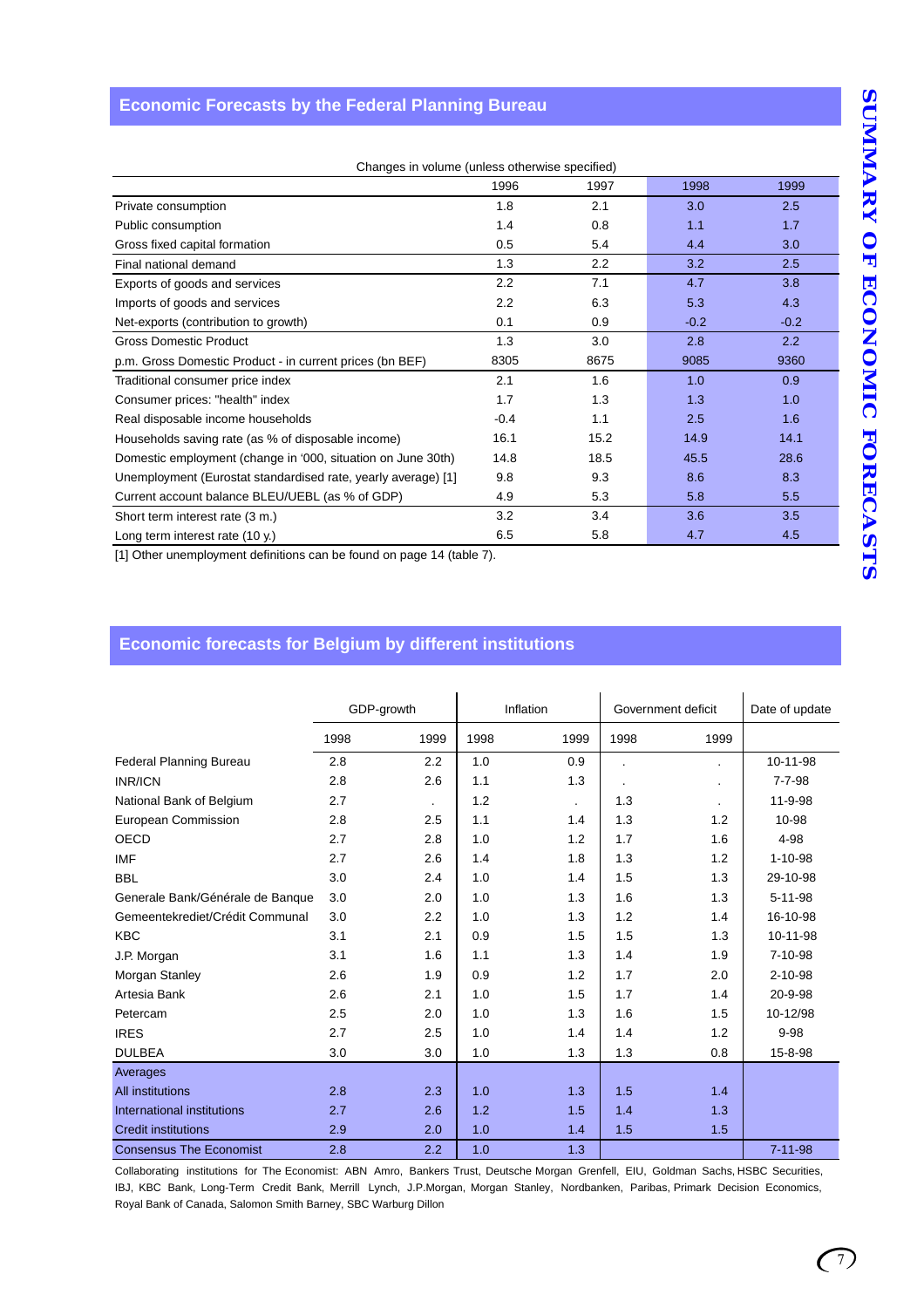## Economic Forecasts by the Federal Planning Bureau

| Changes in volume (unless otherwise specified) | 1996 | 1997 | 1998 | 1999 |
|---|---|---|---|---|
| Private consumption | 1.8 | 2.1 | 3.0 | 2.5 |
| Public consumption | 1.4 | 0.8 | 1.1 | 1.7 |
| Gross fixed capital formation | 0.5 | 5.4 | 4.4 | 3.0 |
| Final national demand | 1.3 | 2.2 | 3.2 | 2.5 |
| Exports of goods and services | 2.2 | 7.1 | 4.7 | 3.8 |
| Imports of goods and services | 2.2 | 6.3 | 5.3 | 4.3 |
| Net-exports (contribution to growth) | 0.1 | 0.9 | -0.2 | -0.2 |
| Gross Domestic Product | 1.3 | 3.0 | 2.8 | 2.2 |
| p.m. Gross Domestic Product - in current prices (bn BEF) | 8305 | 8675 | 9085 | 9360 |
| Traditional consumer price index | 2.1 | 1.6 | 1.0 | 0.9 |
| Consumer prices: "health" index | 1.7 | 1.3 | 1.3 | 1.0 |
| Real disposable income households | -0.4 | 1.1 | 2.5 | 1.6 |
| Households saving rate (as % of disposable income) | 16.1 | 15.2 | 14.9 | 14.1 |
| Domestic employment (change in '000, situation on June 30th) | 14.8 | 18.5 | 45.5 | 28.6 |
| Unemployment (Eurostat standardised rate, yearly average) [1] | 9.8 | 9.3 | 8.6 | 8.3 |
| Current account balance BLEU/UEBL (as % of GDP) | 4.9 | 5.3 | 5.8 | 5.5 |
| Short term interest rate (3 m.) | 3.2 | 3.4 | 3.6 | 3.5 |
| Long term interest rate (10 y.) | 6.5 | 5.8 | 4.7 | 4.5 |

[1] Other unemployment definitions can be found on page 14 (table 7).

## Economic forecasts for Belgium by different institutions

| | GDP-growth | | Inflation | | Government deficit | | Date of update |
|---|---|---|---|---|---|---|---|
| | 1998 | 1999 | 1998 | 1999 | 1998 | 1999 | |
| Federal Planning Bureau | 2.8 | 2.2 | 1.0 | 0.9 | . | . | 10-11-98 |
| INR/ICN | 2.8 | 2.6 | 1.1 | 1.3 | . | . | 7-7-98 |
| National Bank of Belgium | 2.7 | . | 1.2 | . | 1.3 | . | 11-9-98 |
| European Commission | 2.8 | 2.5 | 1.1 | 1.4 | 1.3 | 1.2 | 10-98 |
| OECD | 2.7 | 2.8 | 1.0 | 1.2 | 1.7 | 1.6 | 4-98 |
| IMF | 2.7 | 2.6 | 1.4 | 1.8 | 1.3 | 1.2 | 1-10-98 |
| BBL | 3.0 | 2.4 | 1.0 | 1.4 | 1.5 | 1.3 | 29-10-98 |
| Generale Bank/Générale de Banque | 3.0 | 2.0 | 1.0 | 1.3 | 1.6 | 1.3 | 5-11-98 |
| Gemeentekrediet/Crédit Communal | 3.0 | 2.2 | 1.0 | 1.3 | 1.2 | 1.4 | 16-10-98 |
| KBC | 3.1 | 2.1 | 0.9 | 1.5 | 1.5 | 1.3 | 10-11-98 |
| J.P. Morgan | 3.1 | 1.6 | 1.1 | 1.3 | 1.4 | 1.9 | 7-10-98 |
| Morgan Stanley | 2.6 | 1.9 | 0.9 | 1.2 | 1.7 | 2.0 | 2-10-98 |
| Artesia Bank | 2.6 | 2.1 | 1.0 | 1.5 | 1.7 | 1.4 | 20-9-98 |
| Petercam | 2.5 | 2.0 | 1.0 | 1.3 | 1.6 | 1.5 | 10-12/98 |
| IRES | 2.7 | 2.5 | 1.0 | 1.4 | 1.4 | 1.2 | 9-98 |
| DULBEA | 3.0 | 3.0 | 1.0 | 1.3 | 1.3 | 0.8 | 15-8-98 |
| Averages | | | | | | | |
| All institutions | 2.8 | 2.3 | 1.0 | 1.3 | 1.5 | 1.4 | |
| International institutions | 2.7 | 2.6 | 1.2 | 1.5 | 1.4 | 1.3 | |
| Credit institutions | 2.9 | 2.0 | 1.0 | 1.4 | 1.5 | 1.5 | |
| Consensus The Economist | 2.8 | 2.2 | 1.0 | 1.3 | | | 7-11-98 |

Collaborating institutions for The Economist: ABN Amro, Bankers Trust, Deutsche Morgan Grenfell, EIU, Goldman Sachs, HSBC Securities, IBJ, KBC Bank, Long-Term Credit Bank, Merrill Lynch, J.P.Morgan, Morgan Stanley, Nordbanken, Paribas, Primark Decision Economics, Royal Bank of Canada, Salomon Smith Barney, SBC Warburg Dillon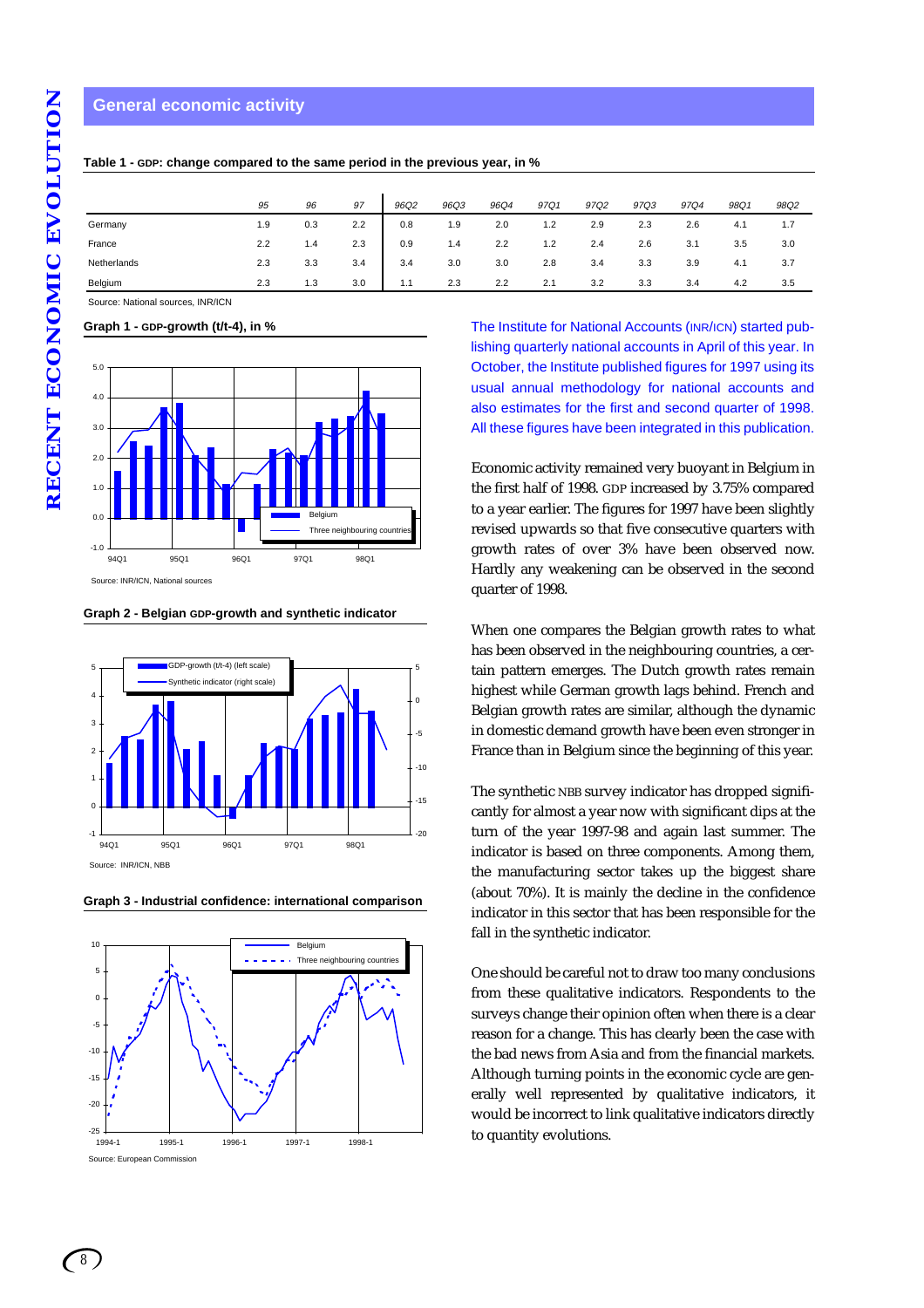## General economic activity

**Table 1 - GDP: change compared to the same period in the previous year, in %**

| | 95 | 96 | 97 | 96Q2 | 96Q3 | 96Q4 | 97Q1 | 97Q2 | 97Q3 | 97Q4 | 98Q1 | 98Q2 |
|---|---|---|---|---|---|---|---|---|---|---|---|---|
| Germany | 1.9 | 0.3 | 2.2 | 0.8 | 1.9 | 2.0 | 1.2 | 2.9 | 2.3 | 2.6 | 4.1 | 1.7 |
| France | 2.2 | 1.4 | 2.3 | 0.9 | 1.4 | 2.2 | 1.2 | 2.4 | 2.6 | 3.1 | 3.5 | 3.0 |
| Netherlands | 2.3 | 3.3 | 3.4 | 3.4 | 3.0 | 3.0 | 2.8 | 3.4 | 3.3 | 3.9 | 4.1 | 3.7 |
| Belgium | 2.3 | 1.3 | 3.0 | 1.1 | 2.3 | 2.2 | 2.1 | 3.2 | 3.3 | 3.4 | 4.2 | 3.5 |

Source: National sources, INR/ICN

**Graph 1 - GDP-growth (t/t-4), in %**

Source: INR/ICN, National sources

**Graph 2 - Belgian GDP-growth and synthetic indicator**

Source: INR/ICN, NBB

**Graph 3 - Industrial confidence: international comparison**

Source: European Commission

The Institute for National Accounts (INR/ICN) started publishing quarterly national accounts in April of this year. In October, the Institute published figures for 1997 using its usual annual methodology for national accounts and also estimates for the first and second quarter of 1998. All these figures have been integrated in this publication.

Economic activity remained very buoyant in Belgium in the first half of 1998. GDP increased by 3.75% compared to a year earlier. The figures for 1997 have been slightly revised upwards so that five consecutive quarters with growth rates of over 3% have been observed now. Hardly any weakening can be observed in the second quarter of 1998.

When one compares the Belgian growth rates to what has been observed in the neighbouring countries, a certain pattern emerges. The Dutch growth rates remain highest while German growth lags behind. French and Belgian growth rates are similar, although the dynamic in domestic demand growth have been even stronger in France than in Belgium since the beginning of this year.

The synthetic NBB survey indicator has dropped significantly for almost a year now with significant dips at the turn of the year 1997-98 and again last summer. The indicator is based on three components. Among them, the manufacturing sector takes up the biggest share (about 70%). It is mainly the decline in the confidence indicator in this sector that has been responsible for the fall in the synthetic indicator.

One should be careful not to draw too many conclusions from these qualitative indicators. Respondents to the surveys change their opinion often when there is a clear reason for a change. This has clearly been the case with the bad news from Asia and from the financial markets. Although turning points in the economic cycle are generally well represented by qualitative indicators, it would be incorrect to link qualitative indicators directly to quantity evolutions.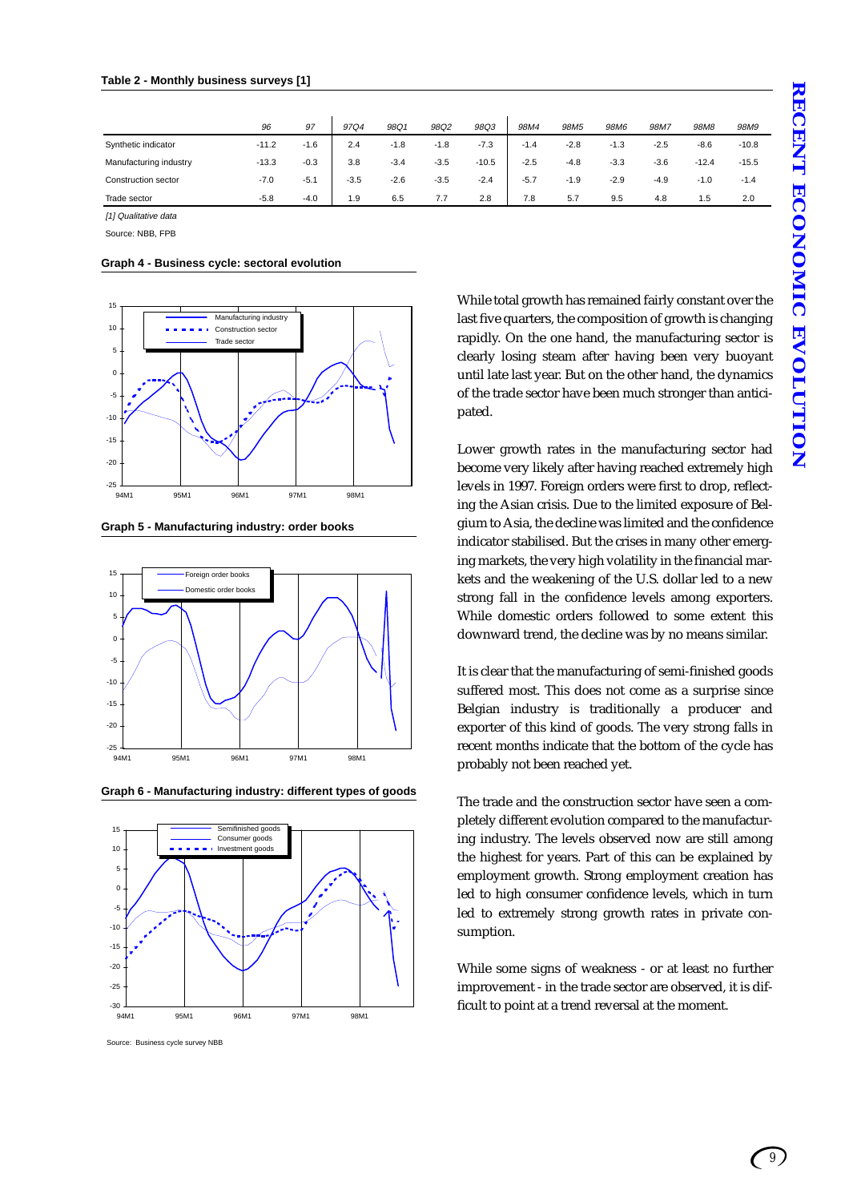**Table 2 - Monthly business surveys [1]**

| | 96 | 97 | 97Q4 | 98Q1 | 98Q2 | 98Q3 | 98M4 | 98M5 | 98M6 | 98M7 | 98M8 | 98M9 |
|---|---|---|---|---|---|---|---|---|---|---|---|---|
| Synthetic indicator | -11.2 | -1.6 | 2.4 | -1.8 | -1.8 | -7.3 | -1.4 | -2.8 | -1.3 | -2.5 | -8.6 | -10.8 |
| Manufacturing industry | -13.3 | -0.3 | 3.8 | -3.4 | -3.5 | -10.5 | -2.5 | -4.8 | -3.3 | -3.6 | -12.4 | -15.5 |
| Construction sector | -7.0 | -5.1 | -3.5 | -2.6 | -3.5 | -2.4 | -5.7 | -1.9 | -2.9 | -4.9 | -1.0 | -1.4 |
| Trade sector | -5.8 | -4.0 | 1.9 | 6.5 | 7.7 | 2.8 | 7.8 | 5.7 | 9.5 | 4.8 | 1.5 | 2.0 |

*[1] Qualitative data*

Source: NBB, FPB

**Graph 4 - Business cycle: sectoral evolution**

**Graph 5 - Manufacturing industry: order books**

**Graph 6 - Manufacturing industry: different types of goods**

Source: Business cycle survey NBB

While total growth has remained fairly constant over the last five quarters, the composition of growth is changing rapidly. On the one hand, the manufacturing sector is clearly losing steam after having been very buoyant until late last year. But on the other hand, the dynamics of the trade sector have been much stronger than anticipated.

Lower growth rates in the manufacturing sector had become very likely after having reached extremely high levels in 1997. Foreign orders were first to drop, reflecting the Asian crisis. Due to the limited exposure of Belgium to Asia, the decline was limited and the confidence indicator stabilised. But the crises in many other emerging markets, the very high volatility in the financial markets and the weakening of the U.S. dollar led to a new strong fall in the confidence levels among exporters. While domestic orders followed to some extent this downward trend, the decline was by no means similar.

It is clear that the manufacturing of semi-finished goods suffered most. This does not come as a surprise since Belgian industry is traditionally a producer and exporter of this kind of goods. The very strong falls in recent months indicate that the bottom of the cycle has probably not been reached yet.

The trade and the construction sector have seen a completely different evolution compared to the manufacturing industry. The levels observed now are still among the highest for years. Part of this can be explained by employment growth. Strong employment creation has led to high consumer confidence levels, which in turn led to extremely strong growth rates in private consumption.

While some signs of weakness - or at least no further improvement - in the trade sector are observed, it is difficult to point at a trend reversal at the moment.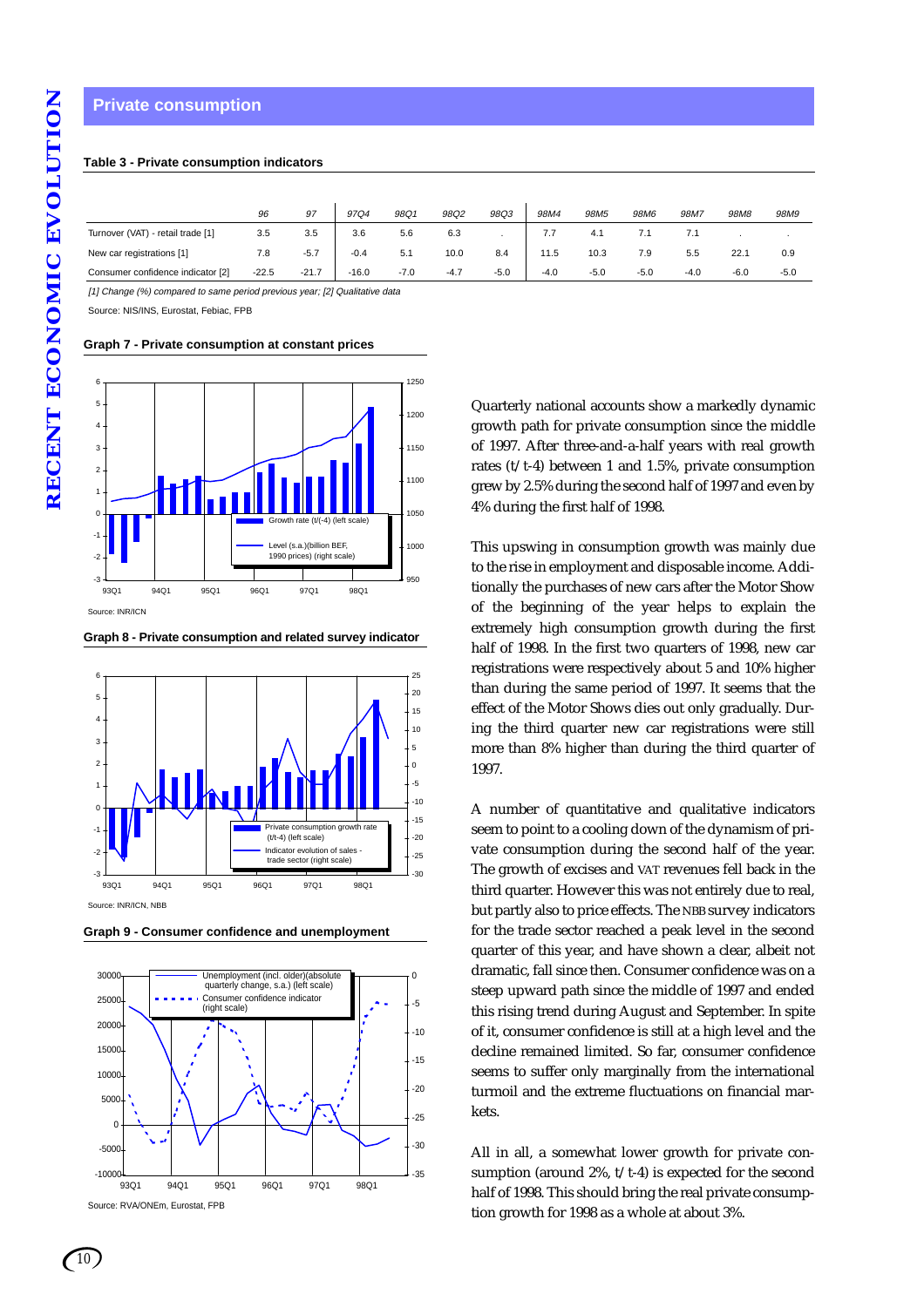## Private consumption

**Table 3 - Private consumption indicators**

| | 96 | 97 | 97Q4 | 98Q1 | 98Q2 | 98Q3 | 98M4 | 98M5 | 98M6 | 98M7 | 98M8 | 98M9 |
|---|---|---|---|---|---|---|---|---|---|---|---|---|
| Turnover (VAT) - retail trade [1] | 3.5 | 3.5 | 3.6 | 5.6 | 6.3 | . | 7.7 | 4.1 | 7.1 | 7.1 | . | . |
| New car registrations [1] | 7.8 | -5.7 | -0.4 | 5.1 | 10.0 | 8.4 | 11.5 | 10.3 | 7.9 | 5.5 | 22.1 | 0.9 |
| Consumer confidence indicator [2] | -22.5 | -21.7 | -16.0 | -7.0 | -4.7 | -5.0 | -4.0 | -5.0 | -5.0 | -4.0 | -6.0 | -5.0 |

*[1] Change (%) compared to same period previous year; [2] Qualitative data*

Source: NIS/INS, Eurostat, Febiac, FPB

**Graph 7 - Private consumption at constant prices**

Source: INR/ICN

**Graph 8 - Private consumption and related survey indicator**

Source: INR/ICN, NBB

**Graph 9 - Consumer confidence and unemployment**

Source: RVA/ONEm, Eurostat, FPB

Quarterly national accounts show a markedly dynamic growth path for private consumption since the middle of 1997. After three-and-a-half years with real growth rates (t/t-4) between 1 and 1.5%, private consumption grew by 2.5% during the second half of 1997 and even by 4% during the first half of 1998.

This upswing in consumption growth was mainly due to the rise in employment and disposable income. Additionally the purchases of new cars after the Motor Show of the beginning of the year helps to explain the extremely high consumption growth during the first half of 1998. In the first two quarters of 1998, new car registrations were respectively about 5 and 10% higher than during the same period of 1997. It seems that the effect of the Motor Shows dies out only gradually. During the third quarter new car registrations were still more than 8% higher than during the third quarter of 1997.

A number of quantitative and qualitative indicators seem to point to a cooling down of the dynamism of private consumption during the second half of the year. The growth of excises and VAT revenues fell back in the third quarter. However this was not entirely due to real, but partly also to price effects. The NBB survey indicators for the trade sector reached a peak level in the second quarter of this year, and have shown a clear, albeit not dramatic, fall since then. Consumer confidence was on a steep upward path since the middle of 1997 and ended this rising trend during August and September. In spite of it, consumer confidence is still at a high level and the decline remained limited. So far, consumer confidence seems to suffer only marginally from the international turmoil and the extreme fluctuations on financial markets.

All in all, a somewhat lower growth for private consumption (around 2%, t/t-4) is expected for the second half of 1998. This should bring the real private consumption growth for 1998 as a whole at about 3%.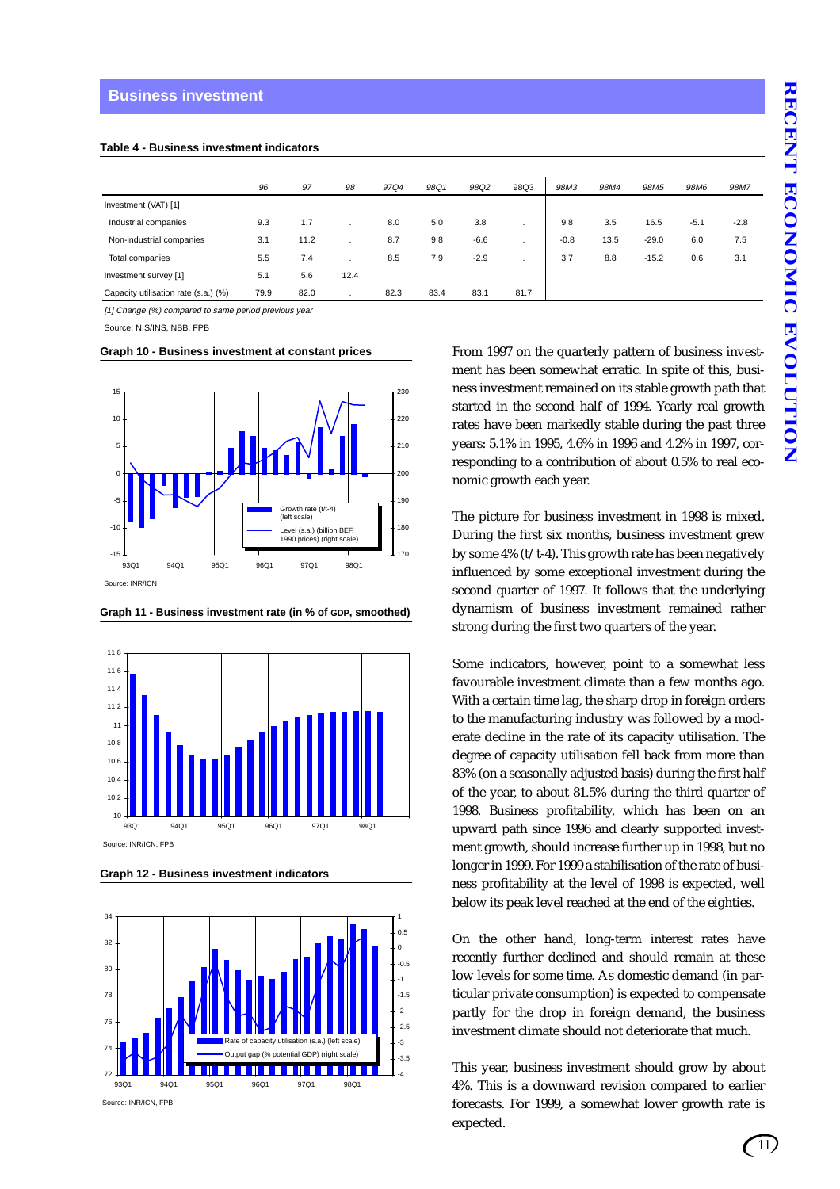## Business investment

**Table 4 - Business investment indicators**

| | 96 | 97 | 98 | 97Q4 | 98Q1 | 98Q2 | 98Q3 | 98M3 | 98M4 | 98M5 | 98M6 | 98M7 |
|---|---|---|---|---|---|---|---|---|---|---|---|---|
| Investment (VAT) [1] | | | | | | | | | | | | |
| Industrial companies | 9.3 | 1.7 | . | 8.0 | 5.0 | 3.8 | . | 9.8 | 3.5 | 16.5 | -5.1 | -2.8 |
| Non-industrial companies | 3.1 | 11.2 | . | 8.7 | 9.8 | -6.6 | . | -0.8 | 13.5 | -29.0 | 6.0 | 7.5 |
| Total companies | 5.5 | 7.4 | . | 8.5 | 7.9 | -2.9 | . | 3.7 | 8.8 | -15.2 | 0.6 | 3.1 |
| Investment survey [1] | 5.1 | 5.6 | 12.4 | | | | | | | | | |
| Capacity utilisation rate (s.a.) (%) | 79.9 | 82.0 | . | 82.3 | 83.4 | 83.1 | 81.7 | | | | | |

*[1] Change (%) compared to same period previous year*

Source: NIS/INS, NBB, FPB

**Graph 10 - Business investment at constant prices**

Source: INR/ICN

**Graph 11 - Business investment rate (in % of GDP, smoothed)**

Source: INR/ICN, FPB

**Graph 12 - Business investment indicators**

Source: INR/ICN, FPB

From 1997 on the quarterly pattern of business investment has been somewhat erratic. In spite of this, business investment remained on its stable growth path that started in the second half of 1994. Yearly real growth rates have been markedly stable during the past three years: 5.1% in 1995, 4.6% in 1996 and 4.2% in 1997, corresponding to a contribution of about 0.5% to real economic growth each year.

The picture for business investment in 1998 is mixed. During the first six months, business investment grew by some 4% (t/t-4). This growth rate has been negatively influenced by some exceptional investment during the second quarter of 1997. It follows that the underlying dynamism of business investment remained rather strong during the first two quarters of the year.

Some indicators, however, point to a somewhat less favourable investment climate than a few months ago. With a certain time lag, the sharp drop in foreign orders to the manufacturing industry was followed by a moderate decline in the rate of its capacity utilisation. The degree of capacity utilisation fell back from more than 83% (on a seasonally adjusted basis) during the first half of the year, to about 81.5% during the third quarter of 1998. Business profitability, which has been on an upward path since 1996 and clearly supported investment growth, should increase further up in 1998, but no longer in 1999. For 1999 a stabilisation of the rate of business profitability at the level of 1998 is expected, well below its peak level reached at the end of the eighties.

On the other hand, long-term interest rates have recently further declined and should remain at these low levels for some time. As domestic demand (in particular private consumption) is expected to compensate partly for the drop in foreign demand, the business investment climate should not deteriorate that much.

This year, business investment should grow by about 4%. This is a downward revision compared to earlier forecasts. For 1999, a somewhat lower growth rate is expected.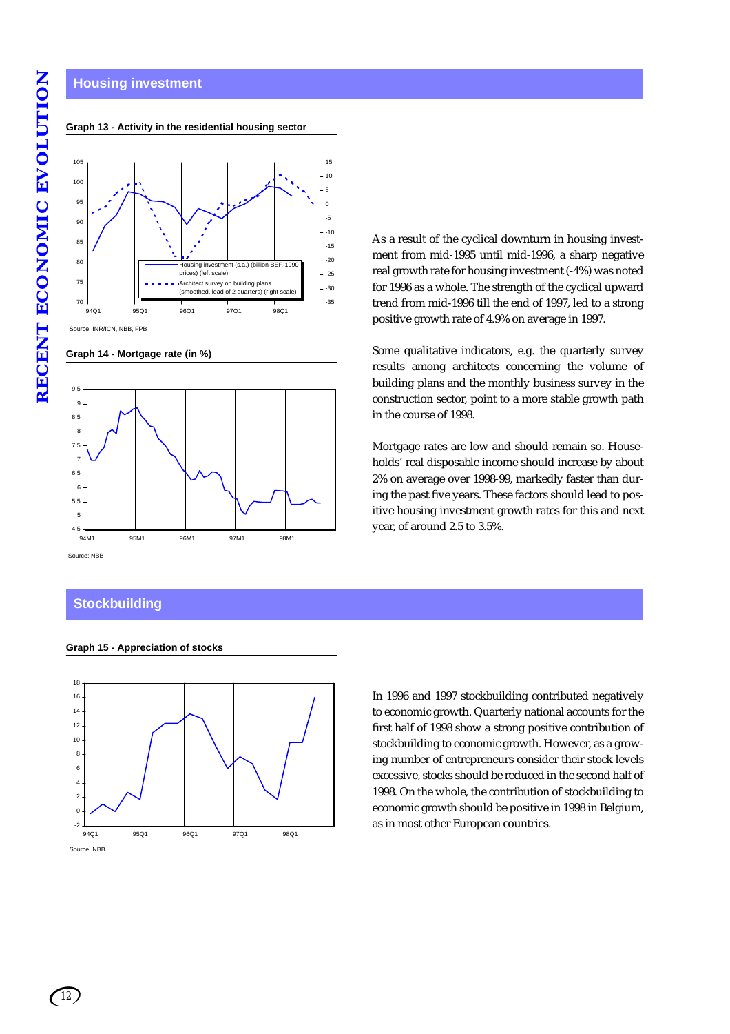## Housing investment

**Graph 13 - Activity in the residential housing sector**

Housing investment (s.a.) (billion BEF, 1990 prices) (left scale)

Architect survey on building plans (smoothed, lead of 2 quarters) (right scale)

Source: INR/ICN, NBB, FPB

**Graph 14 - Mortgage rate (in %)**

Source: NBB

As a result of the cyclical downturn in housing investment from mid-1995 until mid-1996, a sharp negative real growth rate for housing investment (-4%) was noted for 1996 as a whole. The strength of the cyclical upward trend from mid-1996 till the end of 1997, led to a strong positive growth rate of 4.9% on average in 1997.

Some qualitative indicators, e.g. the quarterly survey results among architects concerning the volume of building plans and the monthly business survey in the construction sector, point to a more stable growth path in the course of 1998.

Mortgage rates are low and should remain so. Households' real disposable income should increase by about 2% on average over 1998-99, markedly faster than during the past five years. These factors should lead to positive housing investment growth rates for this and next year, of around 2.5 to 3.5%.

## Stockbuilding

**Graph 15 - Appreciation of stocks**

Source: NBB

In 1996 and 1997 stockbuilding contributed negatively to economic growth. Quarterly national accounts for the first half of 1998 show a strong positive contribution of stockbuilding to economic growth. However, as a growing number of entrepreneurs consider their stock levels excessive, stocks should be reduced in the second half of 1998. On the whole, the contribution of stockbuilding to economic growth should be positive in 1998 in Belgium, as in most other European countries.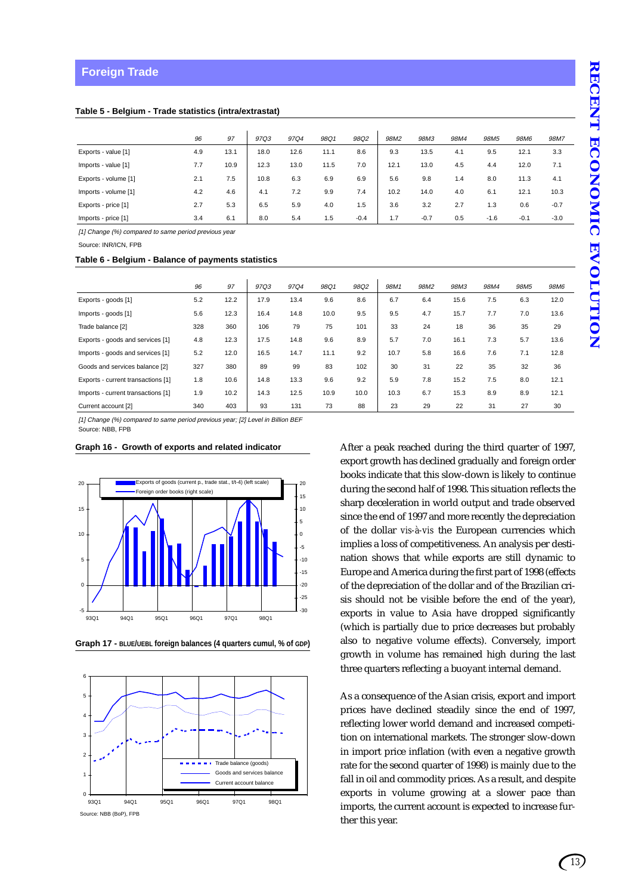## Foreign Trade

**Table 5 - Belgium - Trade statistics (intra/extrastat)**

| | 96 | 97 | 97Q3 | 97Q4 | 98Q1 | 98Q2 | 98M2 | 98M3 | 98M4 | 98M5 | 98M6 | 98M7 |
|---|---|---|---|---|---|---|---|---|---|---|---|---|
| Exports - value [1] | 4.9 | 13.1 | 18.0 | 12.6 | 11.1 | 8.6 | 9.3 | 13.5 | 4.1 | 9.5 | 12.1 | 3.3 |
| Imports - value [1] | 7.7 | 10.9 | 12.3 | 13.0 | 11.5 | 7.0 | 12.1 | 13.0 | 4.5 | 4.4 | 12.0 | 7.1 |
| Exports - volume [1] | 2.1 | 7.5 | 10.8 | 6.3 | 6.9 | 6.9 | 5.6 | 9.8 | 1.4 | 8.0 | 11.3 | 4.1 |
| Imports - volume [1] | 4.2 | 4.6 | 4.1 | 7.2 | 9.9 | 7.4 | 10.2 | 14.0 | 4.0 | 6.1 | 12.1 | 10.3 |
| Exports - price [1] | 2.7 | 5.3 | 6.5 | 5.9 | 4.0 | 1.5 | 3.6 | 3.2 | 2.7 | 1.3 | 0.6 | -0.7 |
| Imports - price [1] | 3.4 | 6.1 | 8.0 | 5.4 | 1.5 | -0.4 | 1.7 | -0.7 | 0.5 | -1.6 | -0.1 | -3.0 |

*[1] Change (%) compared to same period previous year*

Source: INR/ICN, FPB

**Table 6 - Belgium - Balance of payments statistics**

| | 96 | 97 | 97Q3 | 97Q4 | 98Q1 | 98Q2 | 98M1 | 98M2 | 98M3 | 98M4 | 98M5 | 98M6 |
|---|---|---|---|---|---|---|---|---|---|---|---|---|
| Exports - goods [1] | 5.2 | 12.2 | 17.9 | 13.4 | 9.6 | 8.6 | 6.7 | 6.4 | 15.6 | 7.5 | 6.3 | 12.0 |
| Imports - goods [1] | 5.6 | 12.3 | 16.4 | 14.8 | 10.0 | 9.5 | 9.5 | 4.7 | 15.7 | 7.7 | 7.0 | 13.6 |
| Trade balance [2] | 328 | 360 | 106 | 79 | 75 | 101 | 33 | 24 | 18 | 36 | 35 | 29 |
| Exports - goods and services [1] | 4.8 | 12.3 | 17.5 | 14.8 | 9.6 | 8.9 | 5.7 | 7.0 | 16.1 | 7.3 | 5.7 | 13.6 |
| Imports - goods and services [1] | 5.2 | 12.0 | 16.5 | 14.7 | 11.1 | 9.2 | 10.7 | 5.8 | 16.6 | 7.6 | 7.1 | 12.8 |
| Goods and services balance [2] | 327 | 380 | 89 | 99 | 83 | 102 | 30 | 31 | 22 | 35 | 32 | 36 |
| Exports - current transactions [1] | 1.8 | 10.6 | 14.8 | 13.3 | 9.6 | 9.2 | 5.9 | 7.8 | 15.2 | 7.5 | 8.0 | 12.1 |
| Imports - current transactions [1] | 1.9 | 10.2 | 14.3 | 12.5 | 10.9 | 10.0 | 10.3 | 6.7 | 15.3 | 8.9 | 8.9 | 12.1 |
| Current account [2] | 340 | 403 | 93 | 131 | 73 | 88 | 23 | 29 | 22 | 31 | 27 | 30 |

*[1] Change (%) compared to same period previous year; [2] Level in Billion BEF*

Source: NBB, FPB

**Graph 16 - Growth of exports and related indicator**

**Graph 17 - BLUE/UEBL foreign balances (4 quarters cumul, % of GDP)**

Source: NBB (BoP), FPB

After a peak reached during the third quarter of 1997, export growth has declined gradually and foreign order books indicate that this slow-down is likely to continue during the second half of 1998. This situation reflects the sharp deceleration in world output and trade observed since the end of 1997 and more recently the depreciation of the dollar *vis-à-vis* the European currencies which implies a loss of competitiveness. An analysis per destination shows that while exports are still dynamic to Europe and America during the first part of 1998 (effects of the depreciation of the dollar and of the Brazilian crisis should not be visible before the end of the year), exports in value to Asia have dropped significantly (which is partially due to price decreases but probably also to negative volume effects). Conversely, import growth in volume has remained high during the last three quarters reflecting a buoyant internal demand.

As a consequence of the Asian crisis, export and import prices have declined steadily since the end of 1997, reflecting lower world demand and increased competition on international markets. The stronger slow-down in import price inflation (with even a negative growth rate for the second quarter of 1998) is mainly due to the fall in oil and commodity prices. As a result, and despite exports in volume growing at a slower pace than imports, the current account is expected to increase further this year.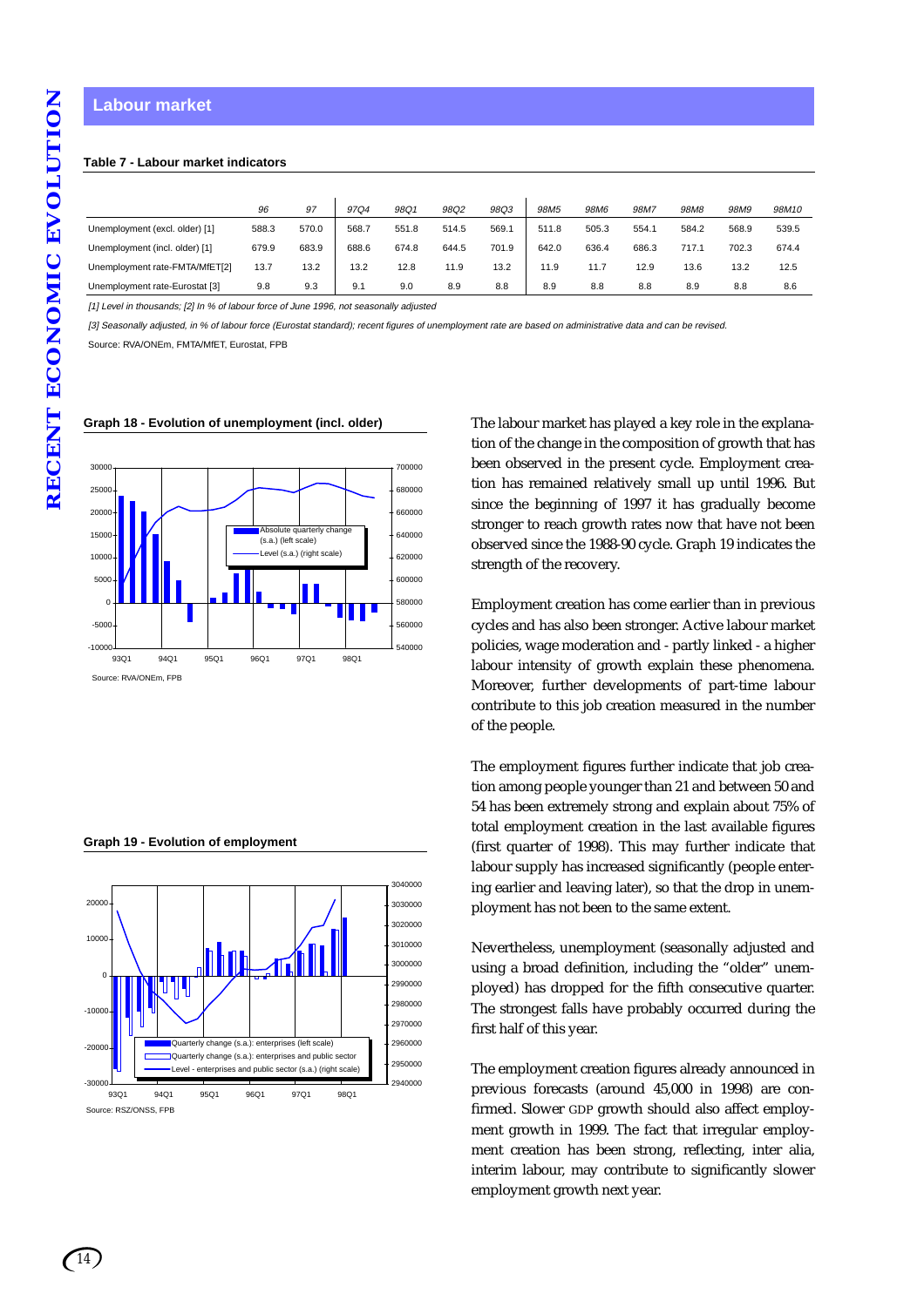## Labour market

**Table 7 - Labour market indicators**

| | 96 | 97 | 97Q4 | 98Q1 | 98Q2 | 98Q3 | 98M5 | 98M6 | 98M7 | 98M8 | 98M9 | 98M10 |
|---|---|---|---|---|---|---|---|---|---|---|---|---|
| Unemployment (excl. older) [1] | 588.3 | 570.0 | 568.7 | 551.8 | 514.5 | 569.1 | 511.8 | 505.3 | 554.1 | 584.2 | 568.9 | 539.5 |
| Unemployment (incl. older) [1] | 679.9 | 683.9 | 688.6 | 674.8 | 644.5 | 701.9 | 642.0 | 636.4 | 686.3 | 717.1 | 702.3 | 674.4 |
| Unemployment rate-FMTA/MfET[2] | 13.7 | 13.2 | 13.2 | 12.8 | 11.9 | 13.2 | 11.9 | 11.7 | 12.9 | 13.6 | 13.2 | 12.5 |
| Unemployment rate-Eurostat [3] | 9.8 | 9.3 | 9.1 | 9.0 | 8.9 | 8.8 | 8.9 | 8.8 | 8.8 | 8.9 | 8.8 | 8.6 |

*[1] Level in thousands; [2] In % of labour force of June 1996, not seasonally adjusted*

*[3] Seasonally adjusted, in % of labour force (Eurostat standard); recent figures of unemployment rate are based on administrative data and can be revised.*

Source: RVA/ONEm, FMTA/MfET, Eurostat, FPB

**Graph 18 - Evolution of unemployment (incl. older)**

Source: RVA/ONEm, FPB

**Graph 19 - Evolution of employment**

Source: RSZ/ONSS, FPB

The labour market has played a key role in the explanation of the change in the composition of growth that has been observed in the present cycle. Employment creation has remained relatively small up until 1996. But since the beginning of 1997 it has gradually become stronger to reach growth rates now that have not been observed since the 1988-90 cycle. Graph 19 indicates the strength of the recovery.

Employment creation has come earlier than in previous cycles and has also been stronger. Active labour market policies, wage moderation and - partly linked - a higher labour intensity of growth explain these phenomena. Moreover, further developments of part-time labour contribute to this job creation measured in the number of the people.

The employment figures further indicate that job creation among people younger than 21 and between 50 and 54 has been extremely strong and explain about 75% of total employment creation in the last available figures (first quarter of 1998). This may further indicate that labour supply has increased significantly (people entering earlier and leaving later), so that the drop in unemployment has not been to the same extent.

Nevertheless, unemployment (seasonally adjusted and using a broad definition, including the “older” unemployed) has dropped for the fifth consecutive quarter. The strongest falls have probably occurred during the first half of this year.

The employment creation figures already announced in previous forecasts (around 45,000 in 1998) are confirmed. Slower GDP growth should also affect employment growth in 1999. The fact that irregular employment creation has been strong, reflecting, inter alia, interim labour, may contribute to significantly slower employment growth next year.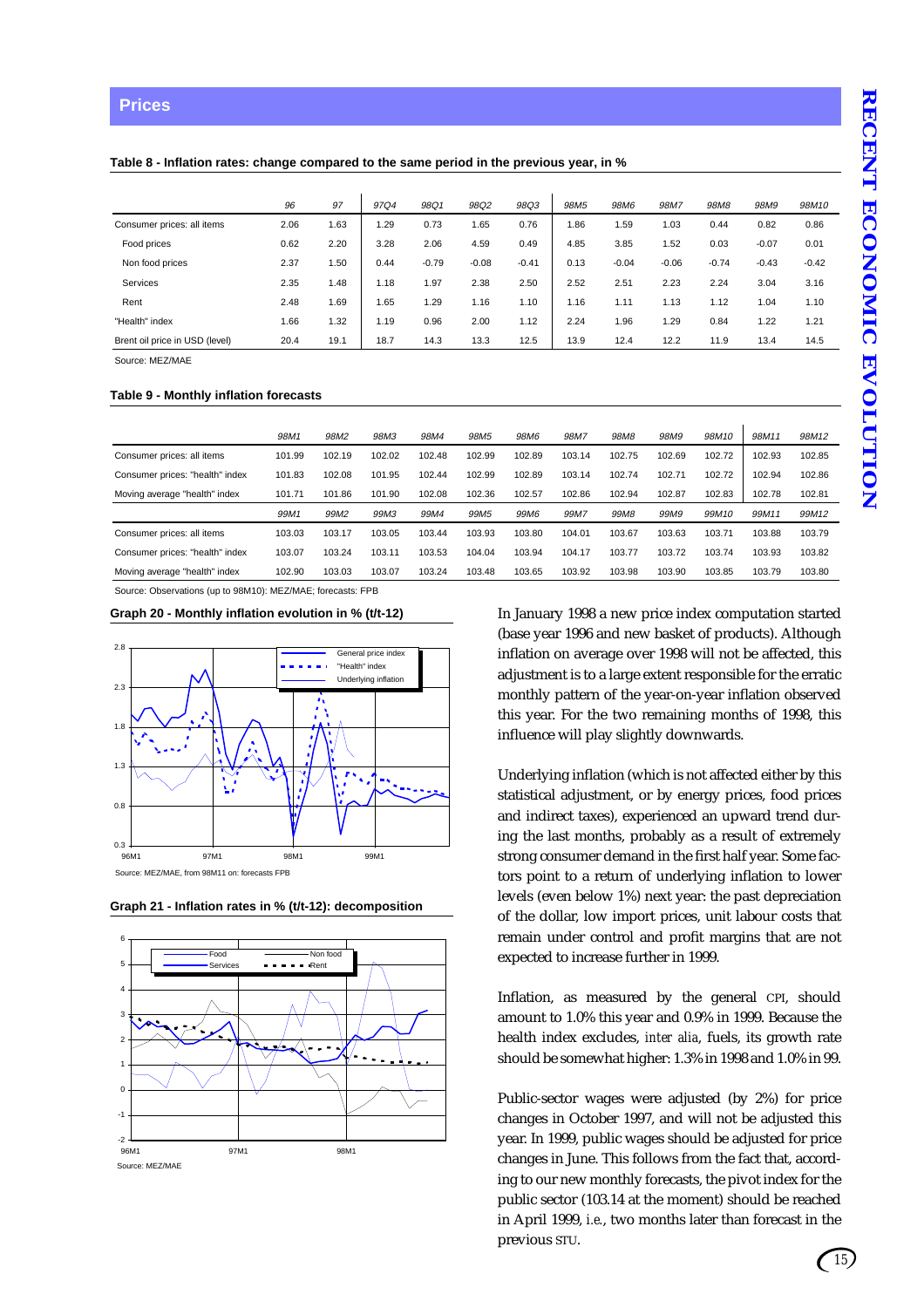## Prices

**Table 8 - Inflation rates: change compared to the same period in the previous year, in %**

| | 96 | 97 | 97Q4 | 98Q1 | 98Q2 | 98Q3 | 98M5 | 98M6 | 98M7 | 98M8 | 98M9 | 98M10 |
|---|---|---|---|---|---|---|---|---|---|---|---|---|
| Consumer prices: all items | 2.06 | 1.63 | 1.29 | 0.73 | 1.65 | 0.76 | 1.86 | 1.59 | 1.03 | 0.44 | 0.82 | 0.86 |
| Food prices | 0.62 | 2.20 | 3.28 | 2.06 | 4.59 | 0.49 | 4.85 | 3.85 | 1.52 | 0.03 | -0.07 | 0.01 |
| Non food prices | 2.37 | 1.50 | 0.44 | -0.79 | -0.08 | -0.41 | 0.13 | -0.04 | -0.06 | -0.74 | -0.43 | -0.42 |
| Services | 2.35 | 1.48 | 1.18 | 1.97 | 2.38 | 2.50 | 2.52 | 2.51 | 2.23 | 2.24 | 3.04 | 3.16 |
| Rent | 2.48 | 1.69 | 1.65 | 1.29 | 1.16 | 1.10 | 1.16 | 1.11 | 1.13 | 1.12 | 1.04 | 1.10 |
| "Health" index | 1.66 | 1.32 | 1.19 | 0.96 | 2.00 | 1.12 | 2.24 | 1.96 | 1.29 | 0.84 | 1.22 | 1.21 |
| Brent oil price in USD (level) | 20.4 | 19.1 | 18.7 | 14.3 | 13.3 | 12.5 | 13.9 | 12.4 | 12.2 | 11.9 | 13.4 | 14.5 |

Source: MEZ/MAE

**Table 9 - Monthly inflation forecasts**

| | 98M1 | 98M2 | 98M3 | 98M4 | 98M5 | 98M6 | 98M7 | 98M8 | 98M9 | 98M10 | 98M11 | 98M12 |
|---|---|---|---|---|---|---|---|---|---|---|---|---|
| Consumer prices: all items | 101.99 | 102.19 | 102.02 | 102.48 | 102.99 | 102.89 | 103.14 | 102.75 | 102.69 | 102.72 | 102.93 | 102.85 |
| Consumer prices: "health" index | 101.83 | 102.08 | 101.95 | 102.44 | 102.99 | 102.89 | 103.14 | 102.74 | 102.71 | 102.72 | 102.94 | 102.86 |
| Moving average "health" index | 101.71 | 101.86 | 101.90 | 102.08 | 102.36 | 102.57 | 102.86 | 102.94 | 102.87 | 102.83 | 102.78 | 102.81 |
| | 99M1 | 99M2 | 99M3 | 99M4 | 99M5 | 99M6 | 99M7 | 99M8 | 99M9 | 99M10 | 99M11 | 99M12 |
| Consumer prices: all items | 103.03 | 103.17 | 103.05 | 103.44 | 103.93 | 103.80 | 104.01 | 103.67 | 103.63 | 103.71 | 103.88 | 103.79 |
| Consumer prices: "health" index | 103.07 | 103.24 | 103.11 | 103.53 | 104.04 | 103.94 | 104.17 | 103.77 | 103.72 | 103.74 | 103.93 | 103.82 |
| Moving average "health" index | 102.90 | 103.03 | 103.07 | 103.24 | 103.48 | 103.65 | 103.92 | 103.98 | 103.90 | 103.85 | 103.79 | 103.80 |

Source: Observations (up to 98M10): MEZ/MAE; forecasts: FPB

**Graph 20 - Monthly inflation evolution in % (t/t-12)**

Source: MEZ/MAE, from 98M11 on: forecasts FPB

**Graph 21 - Inflation rates in % (t/t-12): decomposition**

Source: MEZ/MAE

In January 1998 a new price index computation started (base year 1996 and new basket of products). Although inflation on average over 1998 will not be affected, this adjustment is to a large extent responsible for the erratic monthly pattern of the year-on-year inflation observed this year. For the two remaining months of 1998, this influence will play slightly downwards.

Underlying inflation (which is not affected either by this statistical adjustment, or by energy prices, food prices and indirect taxes), experienced an upward trend during the last months, probably as a result of extremely strong consumer demand in the first half year. Some factors point to a return of underlying inflation to lower levels (even below 1%) next year: the past depreciation of the dollar, low import prices, unit labour costs that remain under control and profit margins that are not expected to increase further in 1999.

Inflation, as measured by the general CPI, should amount to 1.0% this year and 0.9% in 1999. Because the health index excludes, *inter alia*, fuels, its growth rate should be somewhat higher: 1.3% in 1998 and 1.0% in 99.

Public-sector wages were adjusted (by 2%) for price changes in October 1997, and will not be adjusted this year. In 1999, public wages should be adjusted for price changes in June. This follows from the fact that, according to our new monthly forecasts, the pivot index for the public sector (103.14 at the moment) should be reached in April 1999, *i.e.*, two months later than forecast in the previous STU.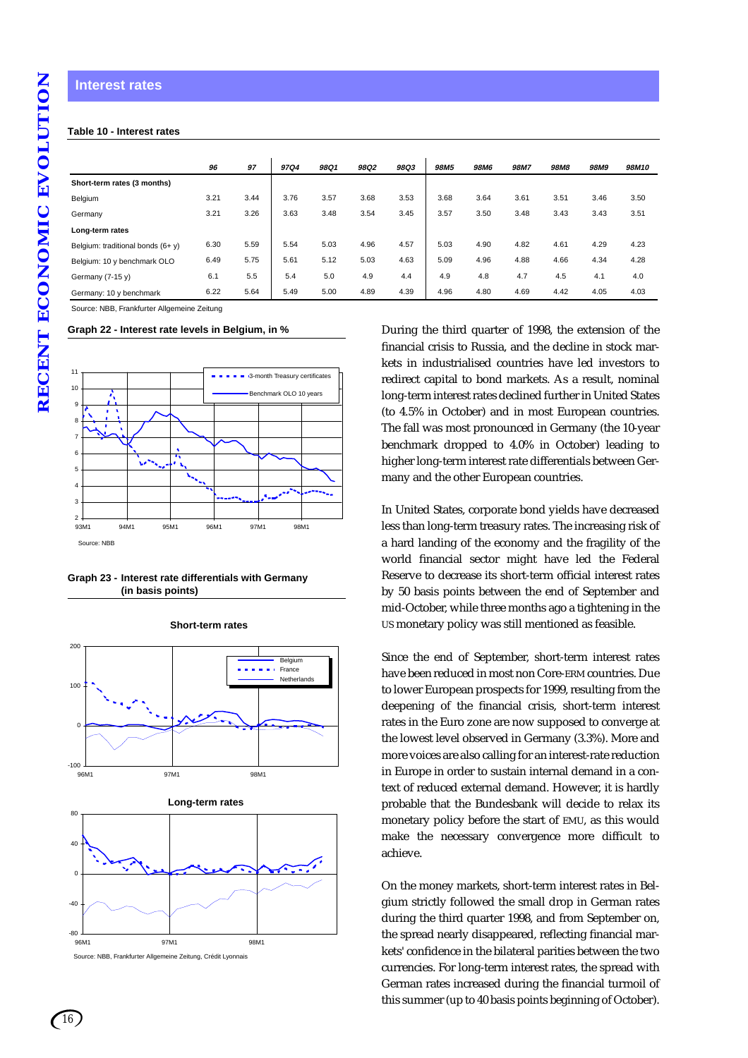## Interest rates

**Table 10 - Interest rates**

| | 96 | 97 | 97Q4 | 98Q1 | 98Q2 | 98Q3 | 98M5 | 98M6 | 98M7 | 98M8 | 98M9 | 98M10 |
|---|---|---|---|---|---|---|---|---|---|---|---|---|
| **Short-term rates (3 months)** | | | | | | | | | | | | |
| Belgium | 3.21 | 3.44 | 3.76 | 3.57 | 3.68 | 3.53 | 3.68 | 3.64 | 3.61 | 3.51 | 3.46 | 3.50 |
| Germany | 3.21 | 3.26 | 3.63 | 3.48 | 3.54 | 3.45 | 3.57 | 3.50 | 3.48 | 3.43 | 3.43 | 3.51 |
| **Long-term rates** | | | | | | | | | | | | |
| Belgium: traditional bonds (6+ y) | 6.30 | 5.59 | 5.54 | 5.03 | 4.96 | 4.57 | 5.03 | 4.90 | 4.82 | 4.61 | 4.29 | 4.23 |
| Belgium: 10 y benchmark OLO | 6.49 | 5.75 | 5.61 | 5.12 | 5.03 | 4.63 | 5.09 | 4.96 | 4.88 | 4.66 | 4.34 | 4.28 |
| Germany (7-15 y) | 6.1 | 5.5 | 5.4 | 5.0 | 4.9 | 4.4 | 4.9 | 4.8 | 4.7 | 4.5 | 4.1 | 4.0 |
| Germany: 10 y benchmark | 6.22 | 5.64 | 5.49 | 5.00 | 4.89 | 4.39 | 4.96 | 4.80 | 4.69 | 4.42 | 4.05 | 4.03 |

Source: NBB, Frankfurter Allgemeine Zeitung

**Graph 22 - Interest rate levels in Belgium, in %**

Source: NBB

**Graph 23 - Interest rate differentials with Germany (in basis points)**

Source: NBB, Frankfurter Allgemeine Zeitung, Crédit Lyonnais

During the third quarter of 1998, the extension of the financial crisis to Russia, and the decline in stock markets in industrialised countries have led investors to redirect capital to bond markets. As a result, nominal long-term interest rates declined further in United States (to 4.5% in October) and in most European countries. The fall was most pronounced in Germany (the 10-year benchmark dropped to 4.0% in October) leading to higher long-term interest rate differentials between Germany and the other European countries.

In United States, corporate bond yields have decreased less than long-term treasury rates. The increasing risk of a hard landing of the economy and the fragility of the world financial sector might have led the Federal Reserve to decrease its short-term official interest rates by 50 basis points between the end of September and mid-October, while three months ago a tightening in the US monetary policy was still mentioned as feasible.

Since the end of September, short-term interest rates have been reduced in most non Core-ERM countries. Due to lower European prospects for 1999, resulting from the deepening of the financial crisis, short-term interest rates in the Euro zone are now supposed to converge at the lowest level observed in Germany (3.3%). More and more voices are also calling for an interest-rate reduction in Europe in order to sustain internal demand in a context of reduced external demand. However, it is hardly probable that the Bundesbank will decide to relax its monetary policy before the start of EMU, as this would make the necessary convergence more difficult to achieve.

On the money markets, short-term interest rates in Belgium strictly followed the small drop in German rates during the third quarter 1998, and from September on, the spread nearly disappeared, reflecting financial markets' confidence in the bilateral parities between the two currencies. For long-term interest rates, the spread with German rates increased during the financial turmoil of this summer (up to 40 basis points beginning of October).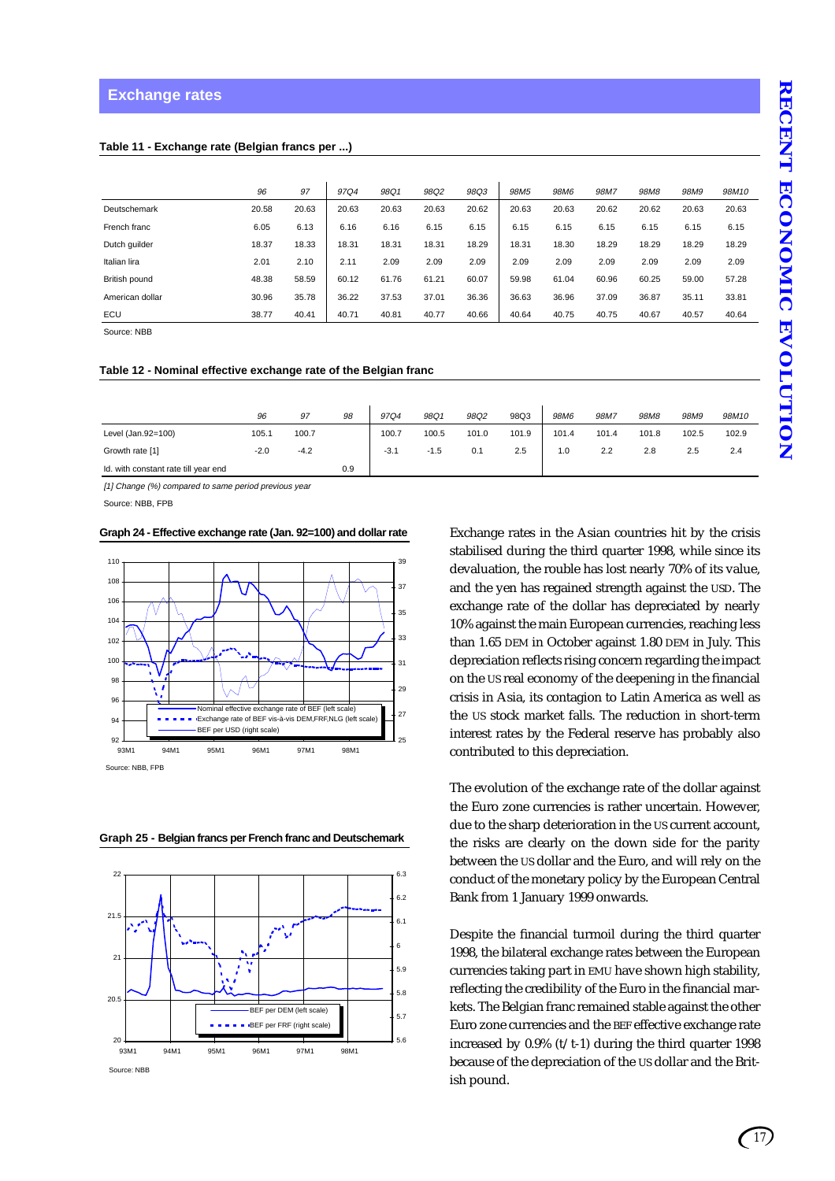## Exchange rates

**Table 11 - Exchange rate (Belgian francs per ...)**

| | 96 | 97 | 97Q4 | 98Q1 | 98Q2 | 98Q3 | 98M5 | 98M6 | 98M7 | 98M8 | 98M9 | 98M10 |
|---|---|---|---|---|---|---|---|---|---|---|---|---|
| Deutschemark | 20.58 | 20.63 | 20.63 | 20.63 | 20.63 | 20.62 | 20.63 | 20.63 | 20.62 | 20.62 | 20.63 | 20.63 |
| French franc | 6.05 | 6.13 | 6.16 | 6.16 | 6.15 | 6.15 | 6.15 | 6.15 | 6.15 | 6.15 | 6.15 | 6.15 |
| Dutch guilder | 18.37 | 18.33 | 18.31 | 18.31 | 18.31 | 18.29 | 18.31 | 18.30 | 18.29 | 18.29 | 18.29 | 18.29 |
| Italian lira | 2.01 | 2.10 | 2.11 | 2.09 | 2.09 | 2.09 | 2.09 | 2.09 | 2.09 | 2.09 | 2.09 | 2.09 |
| British pound | 48.38 | 58.59 | 60.12 | 61.76 | 61.21 | 60.07 | 59.98 | 61.04 | 60.96 | 60.25 | 59.00 | 57.28 |
| American dollar | 30.96 | 35.78 | 36.22 | 37.53 | 37.01 | 36.36 | 36.63 | 36.96 | 37.09 | 36.87 | 35.11 | 33.81 |
| ECU | 38.77 | 40.41 | 40.71 | 40.81 | 40.77 | 40.66 | 40.64 | 40.75 | 40.75 | 40.67 | 40.57 | 40.64 |

Source: NBB

**Table 12 - Nominal effective exchange rate of the Belgian franc**

| | 96 | 97 | 98 | 97Q4 | 98Q1 | 98Q2 | 98Q3 | 98M6 | 98M7 | 98M8 | 98M9 | 98M10 |
|---|---|---|---|---|---|---|---|---|---|---|---|---|
| Level (Jan.92=100) | 105.1 | 100.7 | | 100.7 | 100.5 | 101.0 | 101.9 | 101.4 | 101.4 | 101.8 | 102.5 | 102.9 |
| Growth rate [1] | -2.0 | -4.2 | | -3.1 | -1.5 | 0.1 | 2.5 | 1.0 | 2.2 | 2.8 | 2.5 | 2.4 |
| Id. with constant rate till year end | | | 0.9 | | | | | | | | | |

*[1] Change (%) compared to same period previous year*

Source: NBB, FPB

**Graph 24 - Effective exchange rate (Jan. 92=100) and dollar rate**

Source: NBB, FPB

**Graph 25 - Belgian francs per French franc and Deutschemark**

Source: NBB

Exchange rates in the Asian countries hit by the crisis stabilised during the third quarter 1998, while since its devaluation, the rouble has lost nearly 70% of its value, and the yen has regained strength against the USD. The exchange rate of the dollar has depreciated by nearly 10% against the main European currencies, reaching less than 1.65 DEM in October against 1.80 DEM in July. This depreciation reflects rising concern regarding the impact on the US real economy of the deepening in the financial crisis in Asia, its contagion to Latin America as well as the US stock market falls. The reduction in short-term interest rates by the Federal reserve has probably also contributed to this depreciation.

The evolution of the exchange rate of the dollar against the Euro zone currencies is rather uncertain. However, due to the sharp deterioration in the US current account, the risks are clearly on the down side for the parity between the US dollar and the Euro, and will rely on the conduct of the monetary policy by the European Central Bank from 1 January 1999 onwards.

Despite the financial turmoil during the third quarter 1998, the bilateral exchange rates between the European currencies taking part in EMU have shown high stability, reflecting the credibility of the Euro in the financial markets. The Belgian franc remained stable against the other Euro zone currencies and the BEF effective exchange rate increased by 0.9% (t/t-1) during the third quarter 1998 because of the depreciation of the US dollar and the British pound.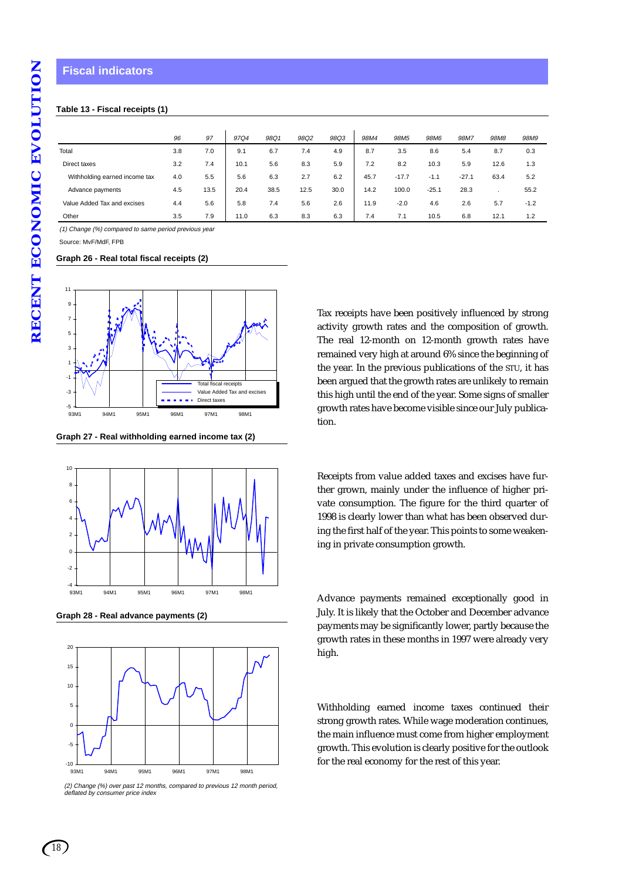## Fiscal indicators

**Table 13 - Fiscal receipts (1)**

| | 96 | 97 | 97Q4 | 98Q1 | 98Q2 | 98Q3 | 98M4 | 98M5 | 98M6 | 98M7 | 98M8 | 98M9 |
|---|---|---|---|---|---|---|---|---|---|---|---|---|
| Total | 3.8 | 7.0 | 9.1 | 6.7 | 7.4 | 4.9 | 8.7 | 3.5 | 8.6 | 5.4 | 8.7 | 0.3 |
| Direct taxes | 3.2 | 7.4 | 10.1 | 5.6 | 8.3 | 5.9 | 7.2 | 8.2 | 10.3 | 5.9 | 12.6 | 1.3 |
| Withholding earned income tax | 4.0 | 5.5 | 5.6 | 6.3 | 2.7 | 6.2 | 45.7 | -17.7 | -1.1 | -27.1 | 63.4 | 5.2 |
| Advance payments | 4.5 | 13.5 | 20.4 | 38.5 | 12.5 | 30.0 | 14.2 | 100.0 | -25.1 | 28.3 | . | 55.2 |
| Value Added Tax and excises | 4.4 | 5.6 | 5.8 | 7.4 | 5.6 | 2.6 | 11.9 | -2.0 | 4.6 | 2.6 | 5.7 | -1.2 |
| Other | 3.5 | 7.9 | 11.0 | 6.3 | 8.3 | 6.3 | 7.4 | 7.1 | 10.5 | 6.8 | 12.1 | 1.2 |

*(1) Change (%) compared to same period previous year*

Source: MvF/MdF, FPB

**Graph 26 - Real total fiscal receipts (2)**

**Graph 27 - Real withholding earned income tax (2)**

**Graph 28 - Real advance payments (2)**

*(2) Change (%) over past 12 months, compared to previous 12 month period, deflated by consumer price index*

Tax receipts have been positively influenced by strong activity growth rates and the composition of growth. The real 12-month on 12-month growth rates have remained very high at around 6% since the beginning of the year. In the previous publications of the STU, it has been argued that the growth rates are unlikely to remain this high until the end of the year. Some signs of smaller growth rates have become visible since our July publication.

Receipts from value added taxes and excises have further grown, mainly under the influence of higher private consumption. The figure for the third quarter of 1998 is clearly lower than what has been observed during the first half of the year. This points to some weakening in private consumption growth.

Advance payments remained exceptionally good in July. It is likely that the October and December advance payments may be significantly lower, partly because the growth rates in these months in 1997 were already very high.

Withholding earned income taxes continued their strong growth rates. While wage moderation continues, the main influence must come from higher employment growth. This evolution is clearly positive for the outlook for the real economy for the rest of this year.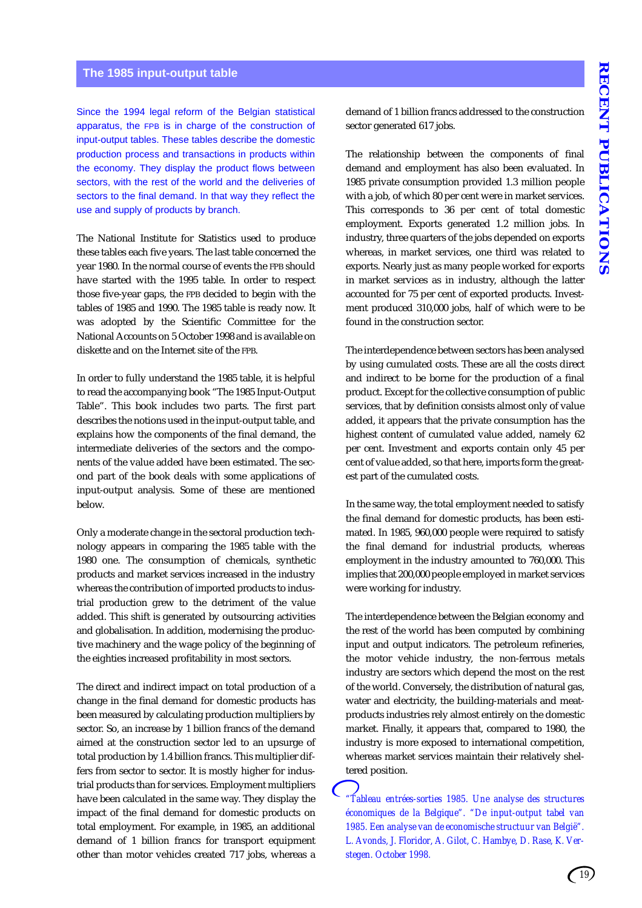## The 1985 input-output table

Since the 1994 legal reform of the Belgian statistical apparatus, the FPB is in charge of the construction of input-output tables. These tables describe the domestic production process and transactions in products within the economy. They display the product flows between sectors, with the rest of the world and the deliveries of sectors to the final demand. In that way they reflect the use and supply of products by branch.

The National Institute for Statistics used to produce these tables each five years. The last table concerned the year 1980. In the normal course of events the FPB should have started with the 1995 table. In order to respect those five-year gaps, the FPB decided to begin with the tables of 1985 and 1990. The 1985 table is ready now. It was adopted by the Scientific Committee for the National Accounts on 5 October 1998 and is available on diskette and on the Internet site of the FPB.

In order to fully understand the 1985 table, it is helpful to read the accompanying book "The 1985 Input-Output Table". This book includes two parts. The first part describes the notions used in the input-output table, and explains how the components of the final demand, the intermediate deliveries of the sectors and the components of the value added have been estimated. The second part of the book deals with some applications of input-output analysis. Some of these are mentioned below.

Only a moderate change in the sectoral production technology appears in comparing the 1985 table with the 1980 one. The consumption of chemicals, synthetic products and market services increased in the industry whereas the contribution of imported products to industrial production grew to the detriment of the value added. This shift is generated by outsourcing activities and globalisation. In addition, modernising the productive machinery and the wage policy of the beginning of the eighties increased profitability in most sectors.

The direct and indirect impact on total production of a change in the final demand for domestic products has been measured by calculating production multipliers by sector. So, an increase by 1 billion francs of the demand aimed at the construction sector led to an upsurge of total production by 1.4 billion francs. This multiplier differs from sector to sector. It is mostly higher for industrial products than for services. Employment multipliers have been calculated in the same way. They display the impact of the final demand for domestic products on total employment. For example, in 1985, an additional demand of 1 billion francs for transport equipment other than motor vehicles created 717 jobs, whereas a demand of 1 billion francs addressed to the construction sector generated 617 jobs.

The relationship between the components of final demand and employment has also been evaluated. In 1985 private consumption provided 1.3 million people with a job, of which 80 per cent were in market services. This corresponds to 36 per cent of total domestic employment. Exports generated 1.2 million jobs. In industry, three quarters of the jobs depended on exports whereas, in market services, one third was related to exports. Nearly just as many people worked for exports in market services as in industry, although the latter accounted for 75 per cent of exported products. Investment produced 310,000 jobs, half of which were to be found in the construction sector.

The interdependence between sectors has been analysed by using cumulated costs. These are all the costs direct and indirect to be borne for the production of a final product. Except for the collective consumption of public services, that by definition consists almost only of value added, it appears that the private consumption has the highest content of cumulated value added, namely 62 per cent. Investment and exports contain only 45 per cent of value added, so that here, imports form the greatest part of the cumulated costs.

In the same way, the total employment needed to satisfy the final demand for domestic products, has been estimated. In 1985, 960,000 people were required to satisfy the final demand for industrial products, whereas employment in the industry amounted to 760,000. This implies that 200,000 people employed in market services were working for industry.

The interdependence between the Belgian economy and the rest of the world has been computed by combining input and output indicators. The petroleum refineries, the motor vehicle industry, the non-ferrous metals industry are sectors which depend the most on the rest of the world. Conversely, the distribution of natural gas, water and electricity, the building-materials and meat-products industries rely almost entirely on the domestic market. Finally, it appears that, compared to 1980, the industry is more exposed to international competition, whereas market services maintain their relatively sheltered position.

*"Tableau entrées-sorties 1985. Une analyse des structures économiques de la Belgique". "De input-output tabel van 1985. Een analyse van de economische structuur van België". L. Avonds, J. Floridor, A. Gilot, C. Hambye, D. Rase, K. Verstegen. October 1998.*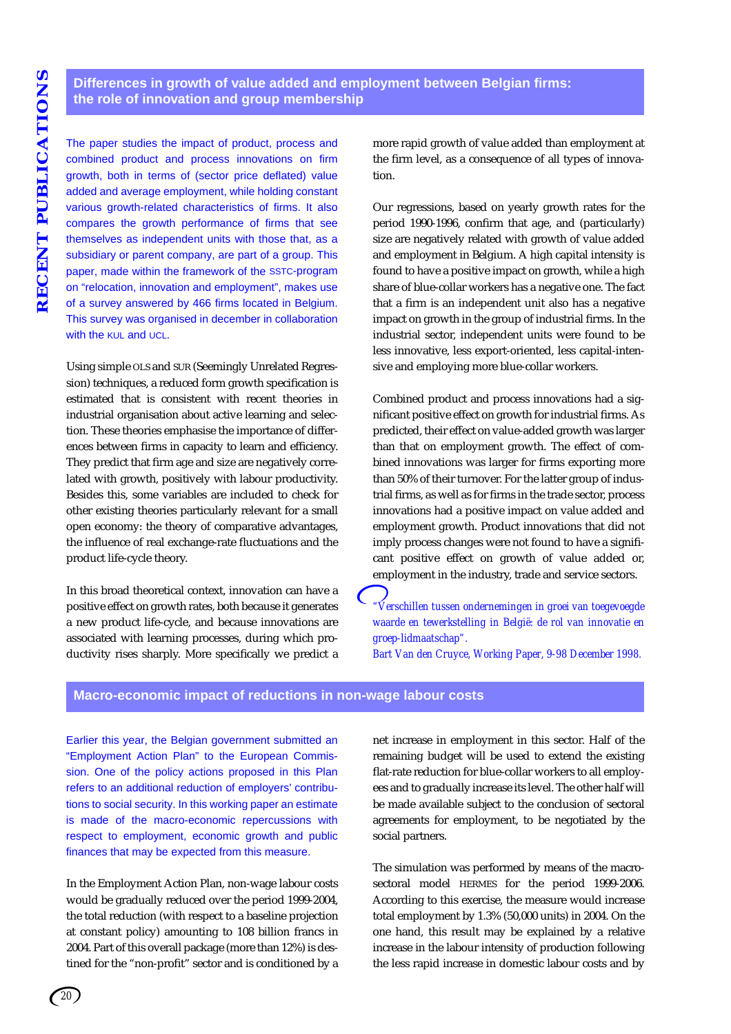## Differences in growth of value added and employment between Belgian firms: the role of innovation and group membership

The paper studies the impact of product, process and combined product and process innovations on firm growth, both in terms of (sector price deflated) value added and average employment, while holding constant various growth-related characteristics of firms. It also compares the growth performance of firms that see themselves as independent units with those that, as a subsidiary or parent company, are part of a group. This paper, made within the framework of the SSTC-program on "relocation, innovation and employment", makes use of a survey answered by 466 firms located in Belgium. This survey was organised in december in collaboration with the KUL and UCL.

Using simple OLS and SUR (Seemingly Unrelated Regression) techniques, a reduced form growth specification is estimated that is consistent with recent theories in industrial organisation about active learning and selection. These theories emphasise the importance of differences between firms in capacity to learn and efficiency. They predict that firm age and size are negatively correlated with growth, positively with labour productivity. Besides this, some variables are included to check for other existing theories particularly relevant for a small open economy: the theory of comparative advantages, the influence of real exchange-rate fluctuations and the product life-cycle theory.

In this broad theoretical context, innovation can have a positive effect on growth rates, both because it generates a new product life-cycle, and because innovations are associated with learning processes, during which productivity rises sharply. More specifically we predict a more rapid growth of value added than employment at the firm level, as a consequence of all types of innovation.

Our regressions, based on yearly growth rates for the period 1990-1996, confirm that age, and (particularly) size are negatively related with growth of value added and employment in Belgium. A high capital intensity is found to have a positive impact on growth, while a high share of blue-collar workers has a negative one. The fact that a firm is an independent unit also has a negative impact on growth in the group of industrial firms. In the industrial sector, independent units were found to be less innovative, less export-oriented, less capital-intensive and employing more blue-collar workers.

Combined product and process innovations had a significant positive effect on growth for industrial firms. As predicted, their effect on value-added growth was larger than that on employment growth. The effect of combined innovations was larger for firms exporting more than 50% of their turnover. For the latter group of industrial firms, as well as for firms in the trade sector, process innovations had a positive impact on value added and employment growth. Product innovations that did not imply process changes were not found to have a significant positive effect on growth of value added or, employment in the industry, trade and service sectors.

*"Verschillen tussen ondernemingen in groei van toegevoegde waarde en tewerkstelling in België: de rol van innovatie en groep-lidmaatschap".*
*Bart Van den Cruyce, Working Paper, 9-98 December 1998.*

## Macro-economic impact of reductions in non-wage labour costs

Earlier this year, the Belgian government submitted an "Employment Action Plan" to the European Commission. One of the policy actions proposed in this Plan refers to an additional reduction of employers' contributions to social security. In this working paper an estimate is made of the macro-economic repercussions with respect to employment, economic growth and public finances that may be expected from this measure.

In the Employment Action Plan, non-wage labour costs would be gradually reduced over the period 1999-2004, the total reduction (with respect to a baseline projection at constant policy) amounting to 108 billion francs in 2004. Part of this overall package (more than 12%) is destined for the "non-profit" sector and is conditioned by a net increase in employment in this sector. Half of the remaining budget will be used to extend the existing flat-rate reduction for blue-collar workers to all employees and to gradually increase its level. The other half will be made available subject to the conclusion of sectoral agreements for employment, to be negotiated by the social partners.

The simulation was performed by means of the macrosectoral model HERMES for the period 1999-2006. According to this exercise, the measure would increase total employment by 1.3% (50,000 units) in 2004. On the one hand, this result may be explained by a relative increase in the labour intensity of production following the less rapid increase in domestic labour costs and by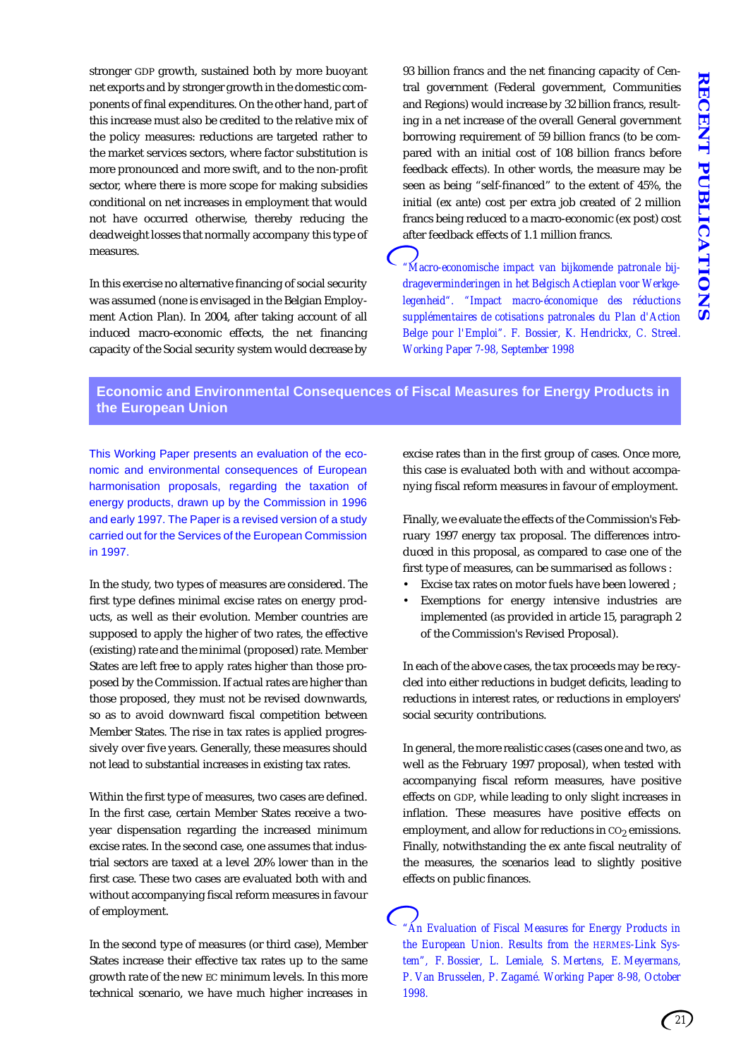stronger GDP growth, sustained both by more buoyant net exports and by stronger growth in the domestic components of final expenditures. On the other hand, part of this increase must also be credited to the relative mix of the policy measures: reductions are targeted rather to the market services sectors, where factor substitution is more pronounced and more swift, and to the non-profit sector, where there is more scope for making subsidies conditional on net increases in employment that would not have occurred otherwise, thereby reducing the deadweight losses that normally accompany this type of measures.

In this exercise no alternative financing of social security was assumed (none is envisaged in the Belgian Employment Action Plan). In 2004, after taking account of all induced macro-economic effects, the net financing capacity of the Social security system would decrease by 93 billion francs and the net financing capacity of Central government (Federal government, Communities and Regions) would increase by 32 billion francs, resulting in a net increase of the overall General government borrowing requirement of 59 billion francs (to be compared with an initial cost of 108 billion francs before feedback effects). In other words, the measure may be seen as being "self-financed" to the extent of 45%, the initial (ex ante) cost per extra job created of 2 million francs being reduced to a macro-economic (ex post) cost after feedback effects of 1.1 million francs.

*"Macro-economische impact van bijkomende patronale bijdrageverminderingen in het Belgisch Actieplan voor Werkgelegenheid". "Impact macro-économique des réductions supplémentaires de cotisations patronales du Plan d'Action Belge pour l'Emploi". F. Bossier, K. Hendrickx, C. Streel. Working Paper 7-98, September 1998*

## Economic and Environmental Consequences of Fiscal Measures for Energy Products in the European Union

This Working Paper presents an evaluation of the economic and environmental consequences of European harmonisation proposals, regarding the taxation of energy products, drawn up by the Commission in 1996 and early 1997. The Paper is a revised version of a study carried out for the Services of the European Commission in 1997.

In the study, two types of measures are considered. The first type defines minimal excise rates on energy products, as well as their evolution. Member countries are supposed to apply the higher of two rates, the effective (existing) rate and the minimal (proposed) rate. Member States are left free to apply rates higher than those proposed by the Commission. If actual rates are higher than those proposed, they must not be revised downwards, so as to avoid downward fiscal competition between Member States. The rise in tax rates is applied progressively over five years. Generally, these measures should not lead to substantial increases in existing tax rates.

Within the first type of measures, two cases are defined. In the first case, certain Member States receive a two-year dispensation regarding the increased minimum excise rates. In the second case, one assumes that industrial sectors are taxed at a level 20% lower than in the first case. These two cases are evaluated both with and without accompanying fiscal reform measures in favour of employment.

In the second type of measures (or third case), Member States increase their effective tax rates up to the same growth rate of the new EC minimum levels. In this more technical scenario, we have much higher increases in excise rates than in the first group of cases. Once more, this case is evaluated both with and without accompanying fiscal reform measures in favour of employment.

Finally, we evaluate the effects of the Commission's February 1997 energy tax proposal. The differences introduced in this proposal, as compared to case one of the first type of measures, can be summarised as follows :

- Excise tax rates on motor fuels have been lowered ;
- Exemptions for energy intensive industries are implemented (as provided in article 15, paragraph 2 of the Commission's Revised Proposal).

In each of the above cases, the tax proceeds may be recycled into either reductions in budget deficits, leading to reductions in interest rates, or reductions in employers' social security contributions.

In general, the more realistic cases (cases one and two, as well as the February 1997 proposal), when tested with accompanying fiscal reform measures, have positive effects on GDP, while leading to only slight increases in inflation. These measures have positive effects on employment, and allow for reductions in $CO_2$ emissions. Finally, notwithstanding the ex ante fiscal neutrality of the measures, the scenarios lead to slightly positive effects on public finances.

*"An Evaluation of Fiscal Measures for Energy Products in the European Union. Results from the HERMES-Link System", F. Bossier, L. Lemiale, S. Mertens, E. Meyermans, P. Van Brusselen, P. Zagamé. Working Paper 8-98, October 1998.*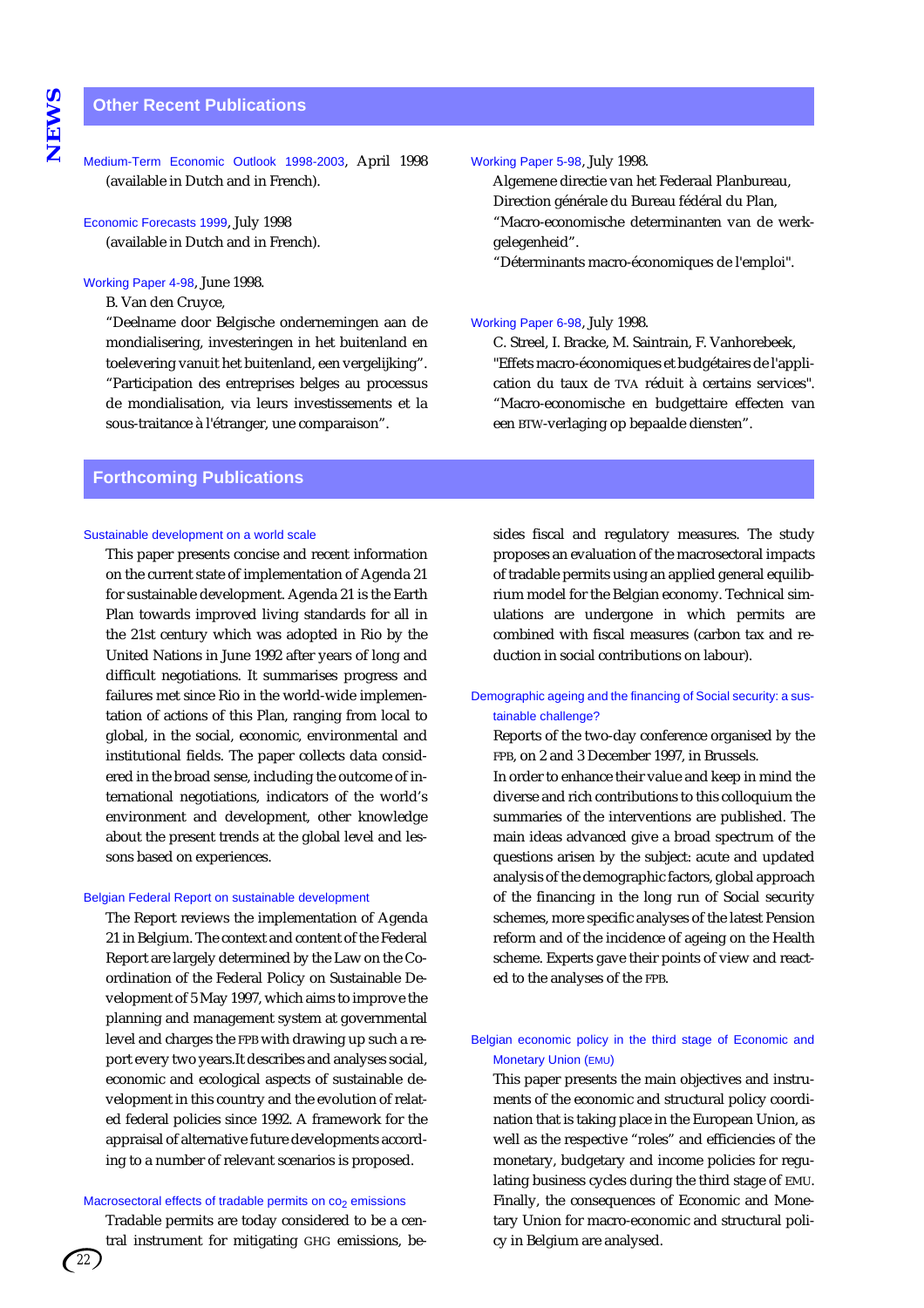## Other Recent Publications

Medium-Term Economic Outlook 1998-2003, April 1998
(available in Dutch and in French).

Economic Forecasts 1999, July 1998
(available in Dutch and in French).

Working Paper 4-98, June 1998.
B. Van den Cruyce,
"Deelname door Belgische ondernemingen aan de mondialisering, investeringen in het buitenland en toelevering vanuit het buitenland, een vergelijking".
"Participation des entreprises belges au processus de mondialisation, via leurs investissements et la sous-traitance à l'étranger, une comparaison".

Working Paper 5-98, July 1998.
Algemene directie van het Federaal Planbureau, Direction générale du Bureau fédéral du Plan,
"Macro-economische determinanten van de werkgelegenheid".
"Déterminants macro-économiques de l'emploi".

Working Paper 6-98, July 1998.
C. Streel, I. Bracke, M. Saintrain, F. Vanhorebeek,
"Effets macro-économiques et budgétaires de l'application du taux de TVA réduit à certains services".
"Macro-economische en budgettaire effecten van een BTW-verlaging op bepaalde diensten".

## Forthcoming Publications

### Sustainable development on a world scale

This paper presents concise and recent information on the current state of implementation of Agenda 21 for sustainable development. Agenda 21 is the Earth Plan towards improved living standards for all in the 21st century which was adopted in Rio by the United Nations in June 1992 after years of long and difficult negotiations. It summarises progress and failures met since Rio in the world-wide implementation of actions of this Plan, ranging from local to global, in the social, economic, environmental and institutional fields. The paper collects data considered in the broad sense, including the outcome of international negotiations, indicators of the world's environment and development, other knowledge about the present trends at the global level and lessons based on experiences.

### Belgian Federal Report on sustainable development

The Report reviews the implementation of Agenda 21 in Belgium. The context and content of the Federal Report are largely determined by the Law on the Coordination of the Federal Policy on Sustainable Development of 5 May 1997, which aims to improve the planning and management system at governmental level and charges the FPB with drawing up such a report every two years.It describes and analyses social, economic and ecological aspects of sustainable development in this country and the evolution of related federal policies since 1992. A framework for the appraisal of alternative future developments according to a number of relevant scenarios is proposed.

### Macrosectoral effects of tradable permits on $co_2$ emissions

Tradable permits are today considered to be a central instrument for mitigating GHG emissions, besides fiscal and regulatory measures. The study proposes an evaluation of the macrosectoral impacts of tradable permits using an applied general equilibrium model for the Belgian economy. Technical simulations are undergone in which permits are combined with fiscal measures (carbon tax and reduction in social contributions on labour).

### Demographic ageing and the financing of Social security: a sustainable challenge?

Reports of the two-day conference organised by the FPB, on 2 and 3 December 1997, in Brussels.
In order to enhance their value and keep in mind the diverse and rich contributions to this colloquium the summaries of the interventions are published. The main ideas advanced give a broad spectrum of the questions arisen by the subject: acute and updated analysis of the demographic factors, global approach of the financing in the long run of Social security schemes, more specific analyses of the latest Pension reform and of the incidence of ageing on the Health scheme. Experts gave their points of view and reacted to the analyses of the FPB.

### Belgian economic policy in the third stage of Economic and Monetary Union (EMU)

This paper presents the main objectives and instruments of the economic and structural policy coordination that is taking place in the European Union, as well as the respective "roles" and efficiencies of the monetary, budgetary and income policies for regulating business cycles during the third stage of EMU. Finally, the consequences of Economic and Monetary Union for macro-economic and structural policy in Belgium are analysed.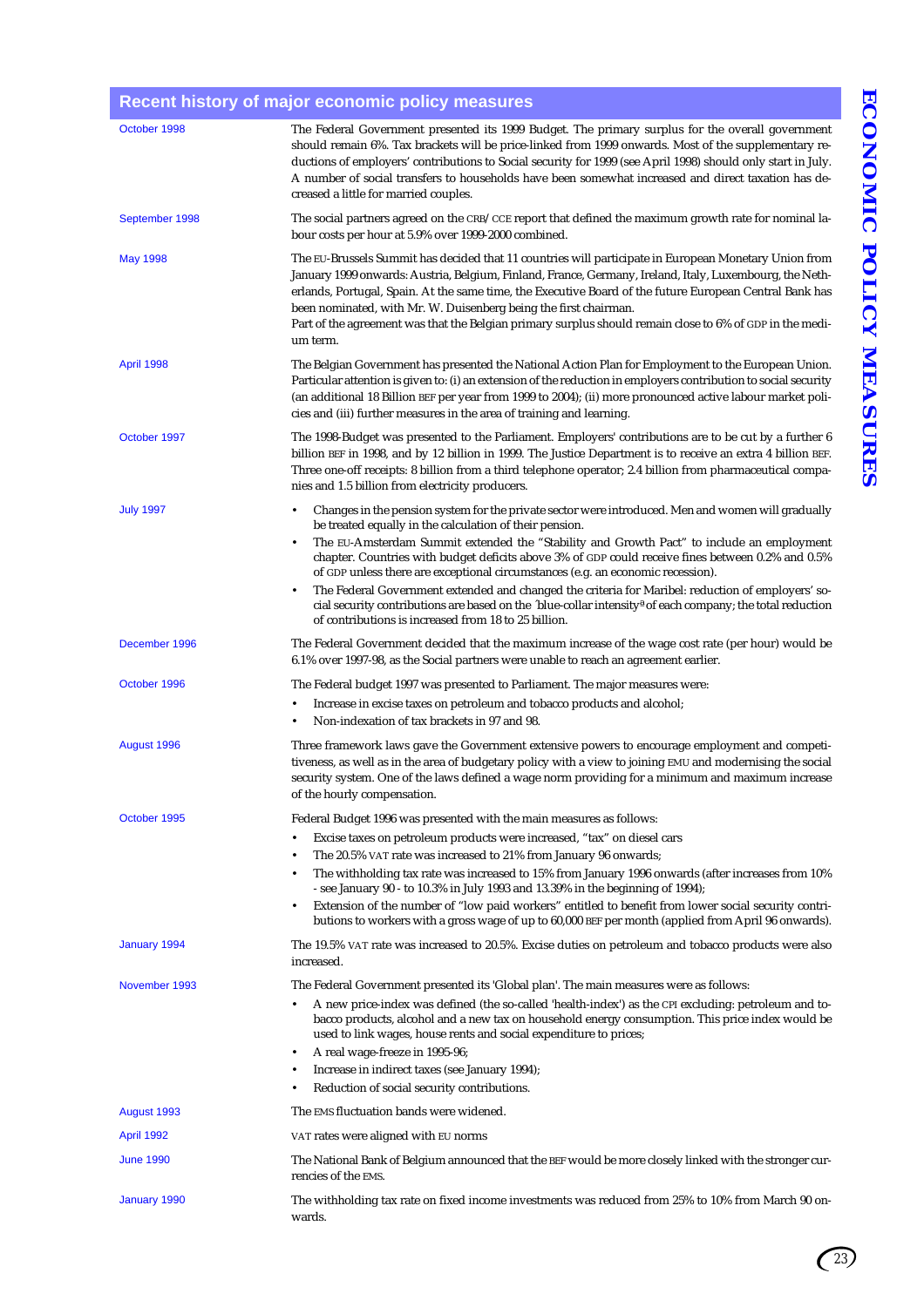## Recent history of major economic policy measures

| | |
|---|---|
| October 1998 | The Federal Government presented its 1999 Budget. The primary surplus for the overall government should remain 6%. Tax brackets will be price-linked from 1999 onwards. Most of the supplementary reductions of employers' contributions to Social security for 1999 (see April 1998) should only start in July. A number of social transfers to households have been somewhat increased and direct taxation has decreased a little for married couples. |
| September 1998 | The social partners agreed on the CRB/CCE report that defined the maximum growth rate for nominal labour costs per hour at 5.9% over 1999-2000 combined. |
| May 1998 | The EU-Brussels Summit has decided that 11 countries will participate in European Monetary Union from January 1999 onwards: Austria, Belgium, Finland, France, Germany, Ireland, Italy, Luxembourg, the Netherlands, Portugal, Spain. At the same time, the Executive Board of the future European Central Bank has been nominated, with Mr. W. Duisenberg being the first chairman.<br>Part of the agreement was that the Belgian primary surplus should remain close to 6% of GDP in the medium term. |
| April 1998 | The Belgian Government has presented the National Action Plan for Employment to the European Union. Particular attention is given to: (i) an extension of the reduction in employers contribution to social security (an additional 18 Billion BEF per year from 1999 to 2004); (ii) more pronounced active labour market policies and (iii) further measures in the area of training and learning. |
| October 1997 | The 1998-Budget was presented to the Parliament. Employers' contributions are to be cut by a further 6 billion BEF in 1998, and by 12 billion in 1999. The Justice Department is to receive an extra 4 billion BEF. Three one-off receipts: 8 billion from a third telephone operator; 2.4 billion from pharmaceutical companies and 1.5 billion from electricity producers. |
| July 1997 | • Changes in the pension system for the private sector were introduced. Men and women will gradually be treated equally in the calculation of their pension.<br>• The EU-Amsterdam Summit extended the "Stability and Growth Pact" to include an employment chapter. Countries with budget deficits above 3% of GDP could receive fines between 0.2% and 0.5% of GDP unless there are exceptional circumstances (e.g. an economic recession).<br>• The Federal Government extended and changed the criteria for Maribel: reduction of employers' social security contributions are based on the 'blue-collar intensity' of each company; the total reduction of contributions is increased from 18 to 25 billion. |
| December 1996 | The Federal Government decided that the maximum increase of the wage cost rate (per hour) would be 6.1% over 1997-98, as the Social partners were unable to reach an agreement earlier. |
| October 1996 | The Federal budget 1997 was presented to Parliament. The major measures were:<br>• Increase in excise taxes on petroleum and tobacco products and alcohol;<br>• Non-indexation of tax brackets in 97 and 98. |
| August 1996 | Three framework laws gave the Government extensive powers to encourage employment and competitiveness, as well as in the area of budgetary policy with a view to joining EMU and modernising the social security system. One of the laws defined a wage norm providing for a minimum and maximum increase of the hourly compensation. |
| October 1995 | Federal Budget 1996 was presented with the main measures as follows:<br>• Excise taxes on petroleum products were increased, "tax" on diesel cars<br>• The 20.5% VAT rate was increased to 21% from January 96 onwards;<br>• The withholding tax rate was increased to 15% from January 1996 onwards (after increases from 10% - see January 90 - to 10.3% in July 1993 and 13.39% in the beginning of 1994);<br>• Extension of the number of "low paid workers" entitled to benefit from lower social security contributions to workers with a gross wage of up to 60,000 BEF per month (applied from April 96 onwards). |
| January 1994 | The 19.5% VAT rate was increased to 20.5%. Excise duties on petroleum and tobacco products were also increased. |
| November 1993 | The Federal Government presented its 'Global plan'. The main measures were as follows:<br>• A new price-index was defined (the so-called 'health-index') as the CPI excluding: petroleum and tobacco products, alcohol and a new tax on household energy consumption. This price index would be used to link wages, house rents and social expenditure to prices;<br>• A real wage-freeze in 1995-96;<br>• Increase in indirect taxes (see January 1994);<br>• Reduction of social security contributions. |
| August 1993 | The EMS fluctuation bands were widened. |
| April 1992 | VAT rates were aligned with EU norms |
| June 1990 | The National Bank of Belgium announced that the BEF would be more closely linked with the stronger currencies of the EMS. |
| January 1990 | The withholding tax rate on fixed income investments was reduced from 25% to 10% from March 90 onwards. |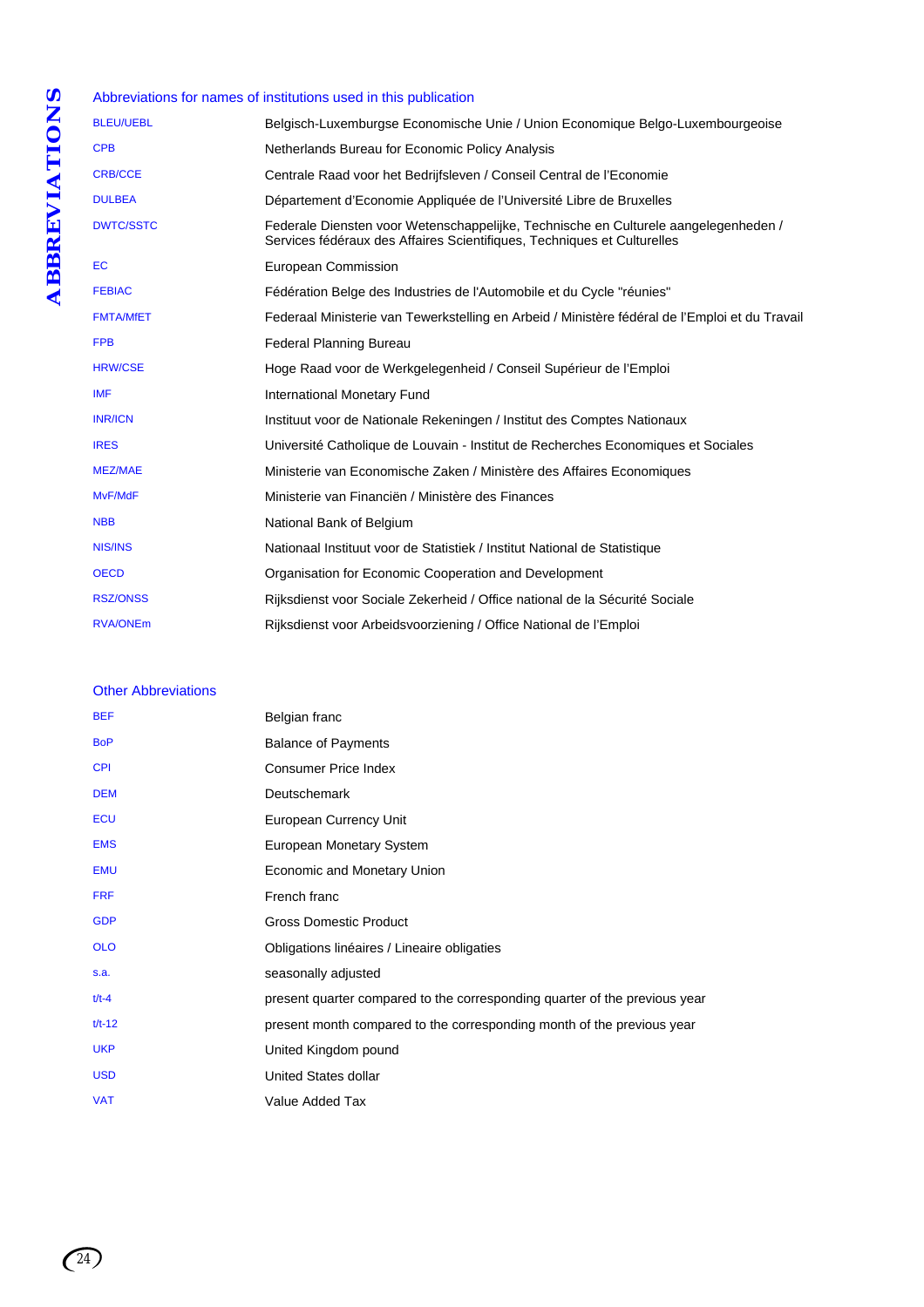# ABBREVIATIONS

## Abbreviations for names of institutions used in this publication

| | |
|---|---|
| BLEU/UEBL | Belgisch-Luxemburgse Economische Unie / Union Economique Belgo-Luxembourgeoise |
| CPB | Netherlands Bureau for Economic Policy Analysis |
| CRB/CCE | Centrale Raad voor het Bedrijfsleven / Conseil Central de l'Economie |
| DULBEA | Département d'Economie Appliquée de l'Université Libre de Bruxelles |
| DWTC/SSTC | Federale Diensten voor Wetenschappelijke, Technische en Culturele aangelegenheden / Services fédéraux des Affaires Scientifiques, Techniques et Culturelles |
| EC | European Commission |
| FEBIAC | Fédération Belge des Industries de l'Automobile et du Cycle "réunies" |
| FMTA/MfET | Federaal Ministerie van Tewerkstelling en Arbeid / Ministère fédéral de l'Emploi et du Travail |
| FPB | Federal Planning Bureau |
| HRW/CSE | Hoge Raad voor de Werkgelegenheid / Conseil Supérieur de l'Emploi |
| IMF | International Monetary Fund |
| INR/ICN | Instituut voor de Nationale Rekeningen / Institut des Comptes Nationaux |
| IRES | Université Catholique de Louvain - Institut de Recherches Economiques et Sociales |
| MEZ/MAE | Ministerie van Economische Zaken / Ministère des Affaires Economiques |
| MvF/MdF | Ministerie van Financiën / Ministère des Finances |
| NBB | National Bank of Belgium |
| NIS/INS | Nationaal Instituut voor de Statistiek / Institut National de Statistique |
| OECD | Organisation for Economic Cooperation and Development |
| RSZ/ONSS | Rijksdienst voor Sociale Zekerheid / Office national de la Sécurité Sociale |
| RVA/ONEm | Rijksdienst voor Arbeidsvoorziening / Office National de l'Emploi |

## Other Abbreviations

| | |
|---|---|
| BEF | Belgian franc |
| BoP | Balance of Payments |
| CPI | Consumer Price Index |
| DEM | Deutschemark |
| ECU | European Currency Unit |
| EMS | European Monetary System |
| EMU | Economic and Monetary Union |
| FRF | French franc |
| GDP | Gross Domestic Product |
| OLO | Obligations linéaires / Lineaire obligaties |
| s.a. | seasonally adjusted |
| t/t-4 | present quarter compared to the corresponding quarter of the previous year |
| t/t-12 | present month compared to the corresponding month of the previous year |
| UKP | United Kingdom pound |
| USD | United States dollar |
| VAT | Value Added Tax |